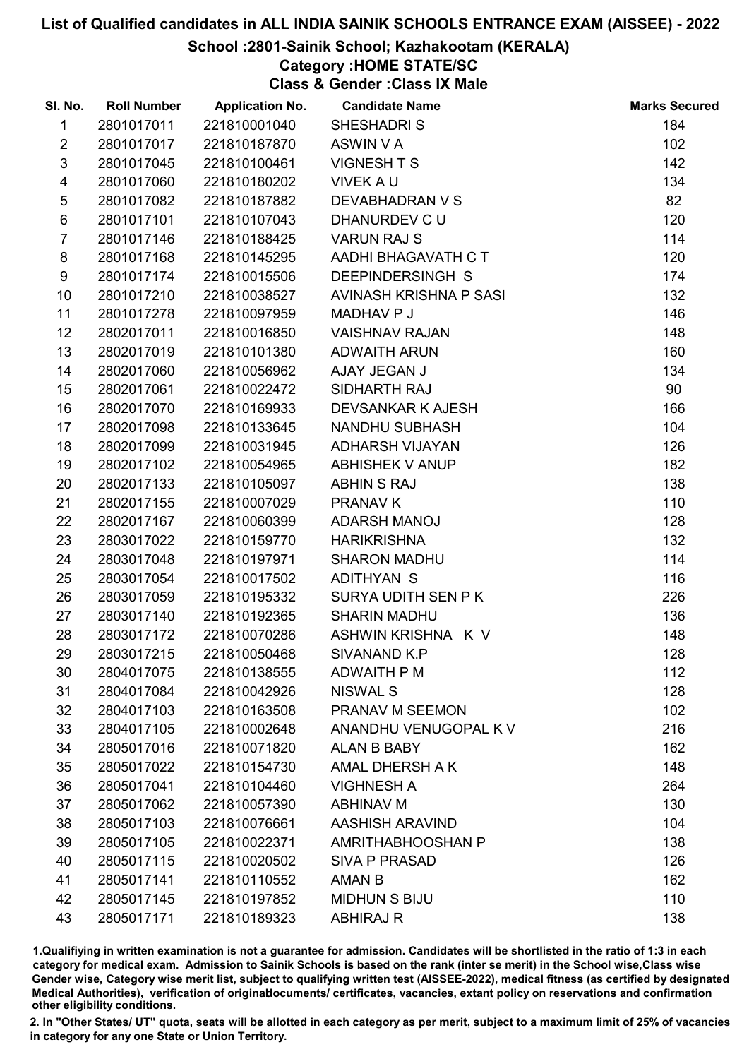# List of Qualified candidates in ALL INDIA SAINIK SCHOOLS ENTRANCE EXAM (AISSEE) - 2022

## School :2801-Sainik School; Kazhakootam (KERALA)

### Category :HOME STATE/SC

### Class & Gender :Class IX Male

| Sl. No. | Roll Number | Application No. | Candidate Name | Marks Secured |
|---|---|---|---|---|
| 1 | 2801017011 | 221810001040 | SHESHADRI S | 184 |
| 2 | 2801017017 | 221810187870 | ASWIN V A | 102 |
| 3 | 2801017045 | 221810100461 | VIGNESH T S | 142 |
| 4 | 2801017060 | 221810180202 | VIVEK A U | 134 |
| 5 | 2801017082 | 221810187882 | DEVABHADRAN V S | 82 |
| 6 | 2801017101 | 221810107043 | DHANURDEV C U | 120 |
| 7 | 2801017146 | 221810188425 | VARUN RAJ S | 114 |
| 8 | 2801017168 | 221810145295 | AADHI BHAGAVATH C T | 120 |
| 9 | 2801017174 | 221810015506 | DEEPINDERSINGH S | 174 |
| 10 | 2801017210 | 221810038527 | AVINASH KRISHNA P SASI | 132 |
| 11 | 2801017278 | 221810097959 | MADHAV P J | 146 |
| 12 | 2802017011 | 221810016850 | VAISHNAV RAJAN | 148 |
| 13 | 2802017019 | 221810101380 | ADWAITH ARUN | 160 |
| 14 | 2802017060 | 221810056962 | AJAY JEGAN J | 134 |
| 15 | 2802017061 | 221810022472 | SIDHARTH RAJ | 90 |
| 16 | 2802017070 | 221810169933 | DEVSANKAR K AJESH | 166 |
| 17 | 2802017098 | 221810133645 | NANDHU SUBHASH | 104 |
| 18 | 2802017099 | 221810031945 | ADHARSH VIJAYAN | 126 |
| 19 | 2802017102 | 221810054965 | ABHISHEK V ANUP | 182 |
| 20 | 2802017133 | 221810105097 | ABHIN S RAJ | 138 |
| 21 | 2802017155 | 221810007029 | PRANAV K | 110 |
| 22 | 2802017167 | 221810060399 | ADARSH MANOJ | 128 |
| 23 | 2803017022 | 221810159770 | HARIKRISHNA | 132 |
| 24 | 2803017048 | 221810197971 | SHARON MADHU | 114 |
| 25 | 2803017054 | 221810017502 | ADITHYAN S | 116 |
| 26 | 2803017059 | 221810195332 | SURYA UDITH SEN P K | 226 |
| 27 | 2803017140 | 221810192365 | SHARIN MADHU | 136 |
| 28 | 2803017172 | 221810070286 | ASHWIN KRISHNA K V | 148 |
| 29 | 2803017215 | 221810050468 | SIVANAND K.P | 128 |
| 30 | 2804017075 | 221810138555 | ADWAITH P M | 112 |
| 31 | 2804017084 | 221810042926 | NISWAL S | 128 |
| 32 | 2804017103 | 221810163508 | PRANAV M SEEMON | 102 |
| 33 | 2804017105 | 221810002648 | ANANDHU VENUGOPAL K V | 216 |
| 34 | 2805017016 | 221810071820 | ALAN B BABY | 162 |
| 35 | 2805017022 | 221810154730 | AMAL DHERSH A K | 148 |
| 36 | 2805017041 | 221810104460 | VIGHNESH A | 264 |
| 37 | 2805017062 | 221810057390 | ABHINAV M | 130 |
| 38 | 2805017103 | 221810076661 | AASHISH ARAVIND | 104 |
| 39 | 2805017105 | 221810022371 | AMRITHABHOOSHAN P | 138 |
| 40 | 2805017115 | 221810020502 | SIVA P PRASAD | 126 |
| 41 | 2805017141 | 221810110552 | AMAN B | 162 |
| 42 | 2805017145 | 221810197852 | MIDHUN S BIJU | 110 |
| 43 | 2805017171 | 221810189323 | ABHIRAJ R | 138 |

1.Qualifiying in written examination is not a guarantee for admission. Candidates will be shortlisted in the ratio of 1:3 in each category for medical exam. Admission to Sainik Schools is based on the rank (inter se merit) in the School wise,Class wise Gender wise, Category wise merit list, subject to qualifying written test (AISSEE-2022), medical fitness (as certified by designated Medical Authorities), verification of originaldocuments/ certificates, vacancies, extant policy on reservations and confirmation other eligibility conditions.

2. In "Other States/ UT" quota, seats will be allotted in each category as per merit, subject to a maximum limit of 25% of vacancies in category for any one State or Union Territory.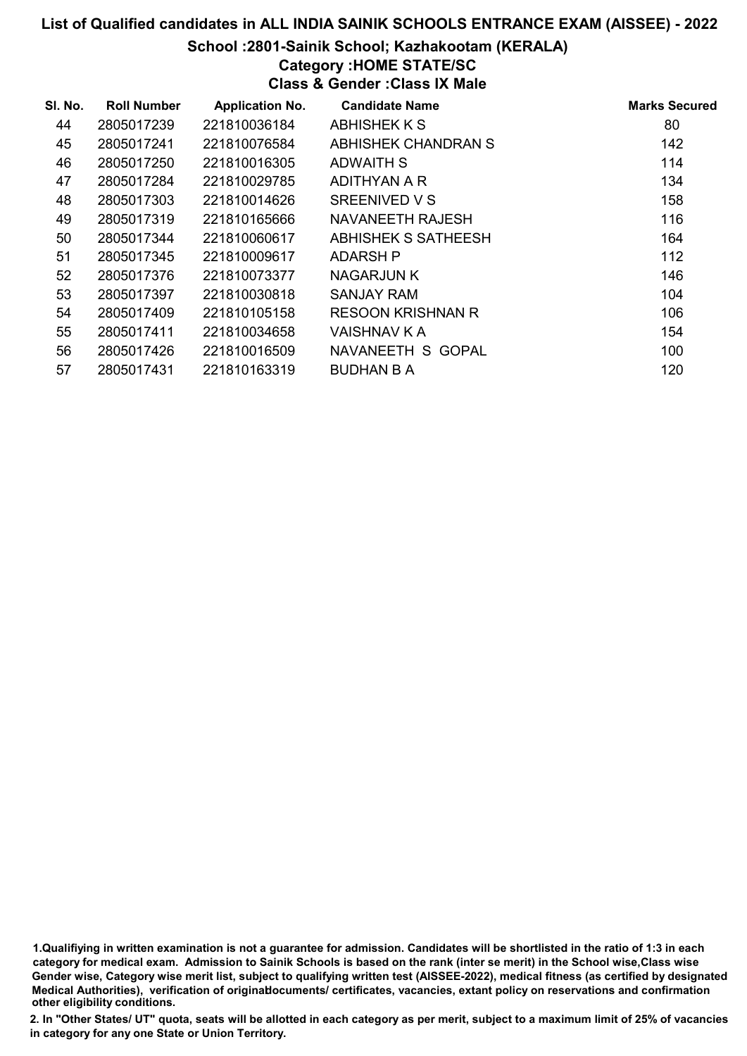# List of Qualified candidates in ALL INDIA SAINIK SCHOOLS ENTRANCE EXAM (AISSEE) - 2022

## School :2801-Sainik School; Kazhakootam (KERALA)

### Category :HOME STATE/SC

### Class & Gender :Class IX Male

| Sl. No. | Roll Number | Application No. | Candidate Name | Marks Secured |
|---|---|---|---|---|
| 44 | 2805017239 | 221810036184 | ABHISHEK K S | 80 |
| 45 | 2805017241 | 221810076584 | ABHISHEK CHANDRAN S | 142 |
| 46 | 2805017250 | 221810016305 | ADWAITH S | 114 |
| 47 | 2805017284 | 221810029785 | ADITHYAN A R | 134 |
| 48 | 2805017303 | 221810014626 | SREENIVED V S | 158 |
| 49 | 2805017319 | 221810165666 | NAVANEETH RAJESH | 116 |
| 50 | 2805017344 | 221810060617 | ABHISHEK S SATHEESH | 164 |
| 51 | 2805017345 | 221810009617 | ADARSH P | 112 |
| 52 | 2805017376 | 221810073377 | NAGARJUN K | 146 |
| 53 | 2805017397 | 221810030818 | SANJAY RAM | 104 |
| 54 | 2805017409 | 221810105158 | RESOON KRISHNAN R | 106 |
| 55 | 2805017411 | 221810034658 | VAISHNAV K A | 154 |
| 56 | 2805017426 | 221810016509 | NAVANEETH S GOPAL | 100 |
| 57 | 2805017431 | 221810163319 | BUDHAN B A | 120 |

1.Qualifiying in written examination is not a guarantee for admission. Candidates will be shortlisted in the ratio of 1:3 in each category for medical exam. Admission to Sainik Schools is based on the rank (inter se merit) in the School wise,Class wise Gender wise, Category wise merit list, subject to qualifying written test (AISSEE-2022), medical fitness (as certified by designated Medical Authorities), verification of originaldocuments/ certificates, vacancies, extant policy on reservations and confirmation other eligibility conditions.

2. In "Other States/ UT" quota, seats will be allotted in each category as per merit, subject to a maximum limit of 25% of vacancies in category for any one State or Union Territory.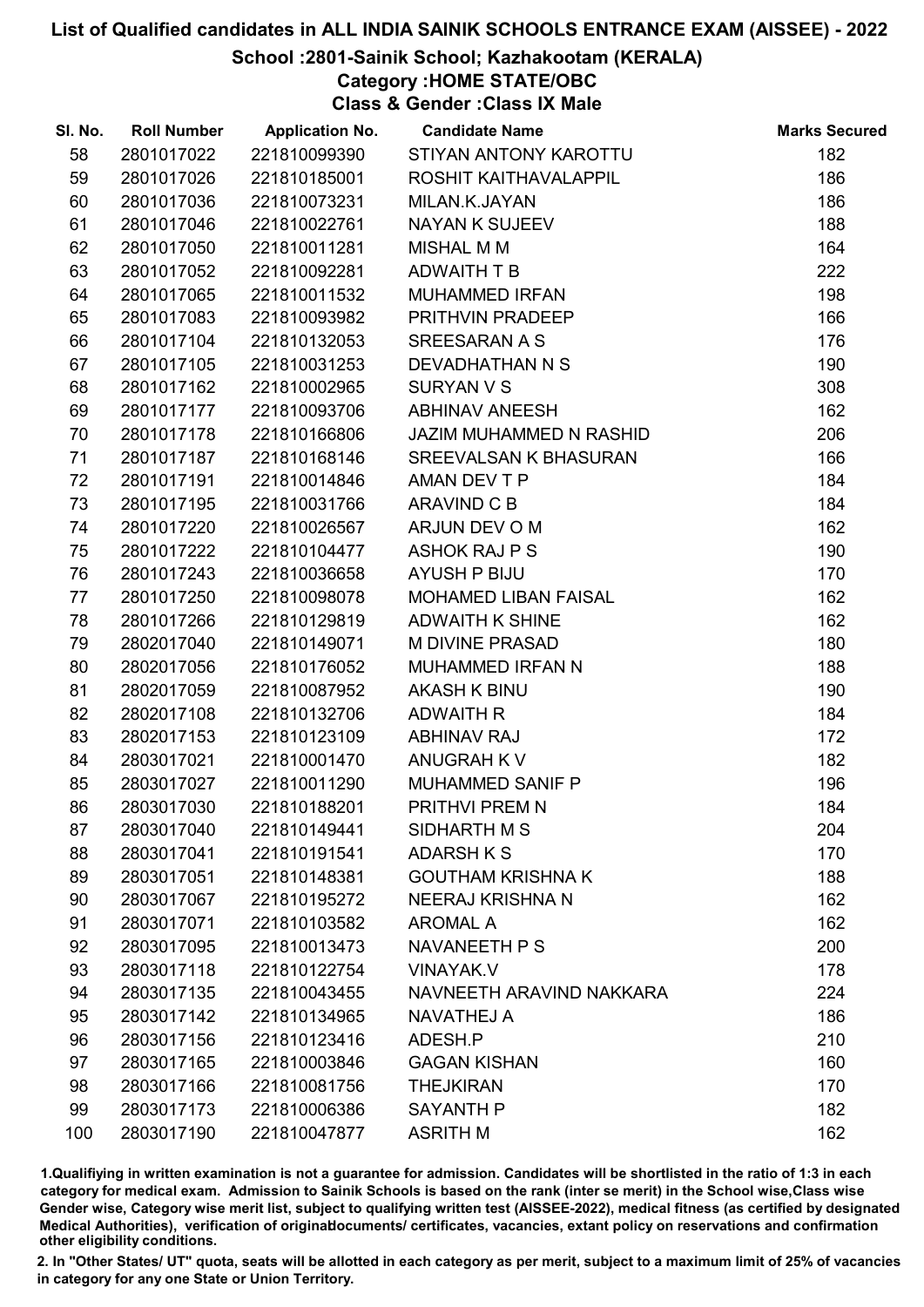# List of Qualified candidates in ALL INDIA SAINIK SCHOOLS ENTRANCE EXAM (AISSEE) - 2022

## School :2801-Sainik School; Kazhakootam (KERALA)

### Category :HOME STATE/OBC

### Class & Gender :Class IX Male

| Sl. No. | Roll Number | Application No. | Candidate Name | Marks Secured |
|---|---|---|---|---|
| 58 | 2801017022 | 221810099390 | STIYAN ANTONY KAROTTU | 182 |
| 59 | 2801017026 | 221810185001 | ROSHIT KAITHAVALAPPIL | 186 |
| 60 | 2801017036 | 221810073231 | MILAN.K.JAYAN | 186 |
| 61 | 2801017046 | 221810022761 | NAYAN K SUJEEV | 188 |
| 62 | 2801017050 | 221810011281 | MISHAL M M | 164 |
| 63 | 2801017052 | 221810092281 | ADWAITH T B | 222 |
| 64 | 2801017065 | 221810011532 | MUHAMMED IRFAN | 198 |
| 65 | 2801017083 | 221810093982 | PRITHVIN PRADEEP | 166 |
| 66 | 2801017104 | 221810132053 | SREESARAN A S | 176 |
| 67 | 2801017105 | 221810031253 | DEVADHATHAN N S | 190 |
| 68 | 2801017162 | 221810002965 | SURYAN V S | 308 |
| 69 | 2801017177 | 221810093706 | ABHINAV ANEESH | 162 |
| 70 | 2801017178 | 221810166806 | JAZIM MUHAMMED N RASHID | 206 |
| 71 | 2801017187 | 221810168146 | SREEVALSAN K BHASURAN | 166 |
| 72 | 2801017191 | 221810014846 | AMAN DEV T P | 184 |
| 73 | 2801017195 | 221810031766 | ARAVIND C B | 184 |
| 74 | 2801017220 | 221810026567 | ARJUN DEV O M | 162 |
| 75 | 2801017222 | 221810104477 | ASHOK RAJ P S | 190 |
| 76 | 2801017243 | 221810036658 | AYUSH P BIJU | 170 |
| 77 | 2801017250 | 221810098078 | MOHAMED LIBAN FAISAL | 162 |
| 78 | 2801017266 | 221810129819 | ADWAITH K SHINE | 162 |
| 79 | 2802017040 | 221810149071 | M DIVINE PRASAD | 180 |
| 80 | 2802017056 | 221810176052 | MUHAMMED IRFAN N | 188 |
| 81 | 2802017059 | 221810087952 | AKASH K BINU | 190 |
| 82 | 2802017108 | 221810132706 | ADWAITH R | 184 |
| 83 | 2802017153 | 221810123109 | ABHINAV RAJ | 172 |
| 84 | 2803017021 | 221810001470 | ANUGRAH K V | 182 |
| 85 | 2803017027 | 221810011290 | MUHAMMED SANIF P | 196 |
| 86 | 2803017030 | 221810188201 | PRITHVI PREM N | 184 |
| 87 | 2803017040 | 221810149441 | SIDHARTH M S | 204 |
| 88 | 2803017041 | 221810191541 | ADARSH K S | 170 |
| 89 | 2803017051 | 221810148381 | GOUTHAM KRISHNA K | 188 |
| 90 | 2803017067 | 221810195272 | NEERAJ KRISHNA N | 162 |
| 91 | 2803017071 | 221810103582 | AROMAL A | 162 |
| 92 | 2803017095 | 221810013473 | NAVANEETH P S | 200 |
| 93 | 2803017118 | 221810122754 | VINAYAK.V | 178 |
| 94 | 2803017135 | 221810043455 | NAVNEETH ARAVIND NAKKARA | 224 |
| 95 | 2803017142 | 221810134965 | NAVATHEJ A | 186 |
| 96 | 2803017156 | 221810123416 | ADESH.P | 210 |
| 97 | 2803017165 | 221810003846 | GAGAN KISHAN | 160 |
| 98 | 2803017166 | 221810081756 | THEJKIRAN | 170 |
| 99 | 2803017173 | 221810006386 | SAYANTH P | 182 |
| 100 | 2803017190 | 221810047877 | ASRITH M | 162 |

1.Qualifying in written examination is not a guarantee for admission. Candidates will be shortlisted in the ratio of 1:3 in each category for medical exam. Admission to Sainik Schools is based on the rank (inter se merit) in the School wise,Class wise Gender wise, Category wise merit list, subject to qualifying written test (AISSEE-2022), medical fitness (as certified by designated Medical Authorities), verification of originaldocuments/ certificates, vacancies, extant policy on reservations and confirmation other eligibility conditions.

2. In "Other States/ UT" quota, seats will be allotted in each category as per merit, subject to a maximum limit of 25% of vacancies in category for any one State or Union Territory.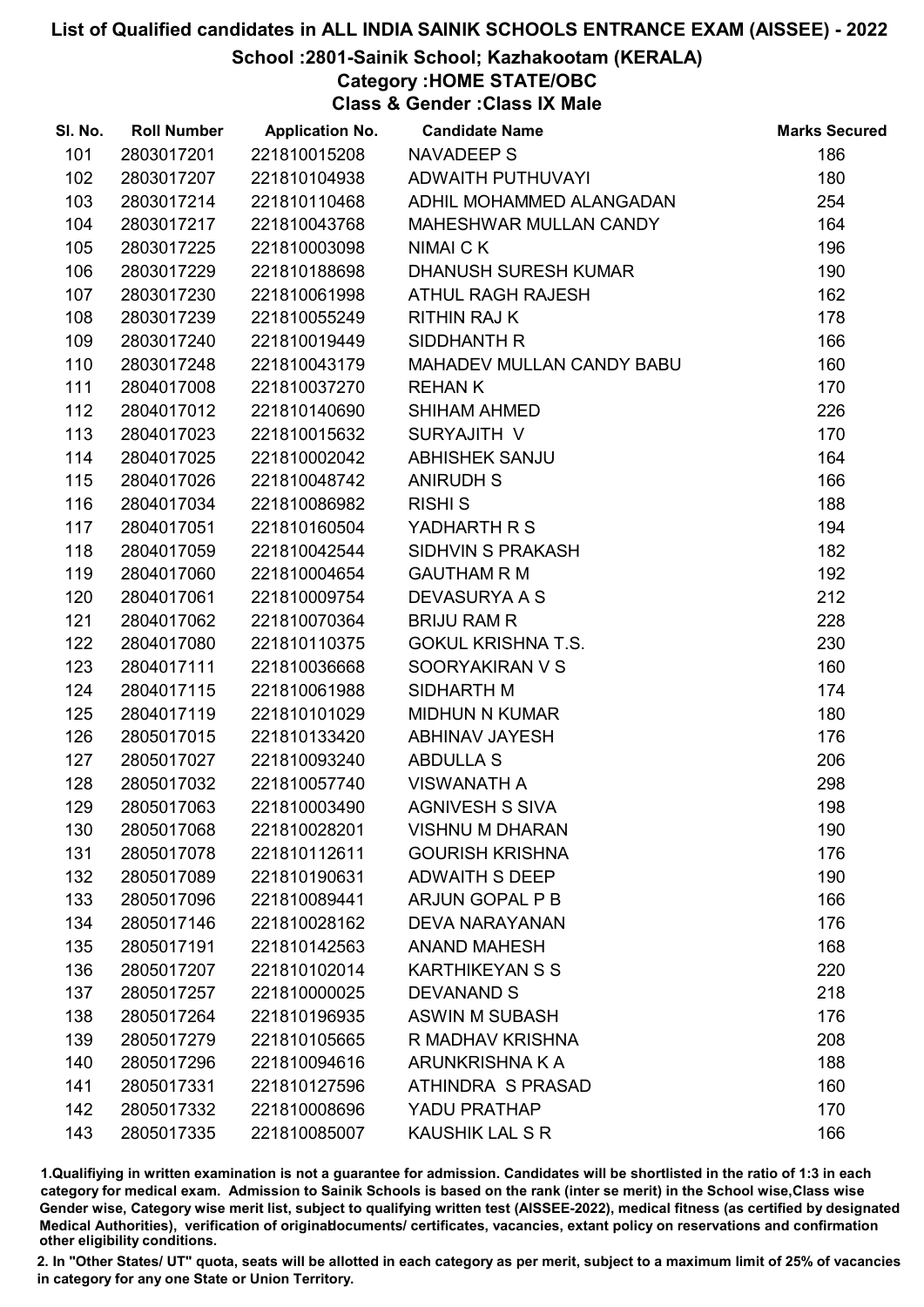# List of Qualified candidates in ALL INDIA SAINIK SCHOOLS ENTRANCE EXAM (AISSEE) - 2022

## School :2801-Sainik School; Kazhakootam (KERALA)

### Category :HOME STATE/OBC

### Class & Gender :Class IX Male

| Sl. No. | Roll Number | Application No. | Candidate Name | Marks Secured |
|---|---|---|---|---|
| 101 | 2803017201 | 221810015208 | NAVADEEP S | 186 |
| 102 | 2803017207 | 221810104938 | ADWAITH PUTHUVAYI | 180 |
| 103 | 2803017214 | 221810110468 | ADHIL MOHAMMED ALANGADAN | 254 |
| 104 | 2803017217 | 221810043768 | MAHESHWAR MULLAN CANDY | 164 |
| 105 | 2803017225 | 221810003098 | NIMAI C K | 196 |
| 106 | 2803017229 | 221810188698 | DHANUSH SURESH KUMAR | 190 |
| 107 | 2803017230 | 221810061998 | ATHUL RAGH RAJESH | 162 |
| 108 | 2803017239 | 221810055249 | RITHIN RAJ K | 178 |
| 109 | 2803017240 | 221810019449 | SIDDHANTH R | 166 |
| 110 | 2803017248 | 221810043179 | MAHADEV MULLAN CANDY BABU | 160 |
| 111 | 2804017008 | 221810037270 | REHAN K | 170 |
| 112 | 2804017012 | 221810140690 | SHIHAM AHMED | 226 |
| 113 | 2804017023 | 221810015632 | SURYAJITH V | 170 |
| 114 | 2804017025 | 221810002042 | ABHISHEK SANJU | 164 |
| 115 | 2804017026 | 221810048742 | ANIRUDH S | 166 |
| 116 | 2804017034 | 221810086982 | RISHI S | 188 |
| 117 | 2804017051 | 221810160504 | YADHARTH R S | 194 |
| 118 | 2804017059 | 221810042544 | SIDHVIN S PRAKASH | 182 |
| 119 | 2804017060 | 221810004654 | GAUTHAM R M | 192 |
| 120 | 2804017061 | 221810009754 | DEVASURYA A S | 212 |
| 121 | 2804017062 | 221810070364 | BRIJU RAM R | 228 |
| 122 | 2804017080 | 221810110375 | GOKUL KRISHNA T.S. | 230 |
| 123 | 2804017111 | 221810036668 | SOORYAKIRAN V S | 160 |
| 124 | 2804017115 | 221810061988 | SIDHARTH M | 174 |
| 125 | 2804017119 | 221810101029 | MIDHUN N KUMAR | 180 |
| 126 | 2805017015 | 221810133420 | ABHINAV JAYESH | 176 |
| 127 | 2805017027 | 221810093240 | ABDULLA S | 206 |
| 128 | 2805017032 | 221810057740 | VISWANATH A | 298 |
| 129 | 2805017063 | 221810003490 | AGNIVESH S SIVA | 198 |
| 130 | 2805017068 | 221810028201 | VISHNU M DHARAN | 190 |
| 131 | 2805017078 | 221810112611 | GOURISH KRISHNA | 176 |
| 132 | 2805017089 | 221810190631 | ADWAITH S DEEP | 190 |
| 133 | 2805017096 | 221810089441 | ARJUN GOPAL P B | 166 |
| 134 | 2805017146 | 221810028162 | DEVA NARAYANAN | 176 |
| 135 | 2805017191 | 221810142563 | ANAND MAHESH | 168 |
| 136 | 2805017207 | 221810102014 | KARTHIKEYAN S S | 220 |
| 137 | 2805017257 | 221810000025 | DEVANAND S | 218 |
| 138 | 2805017264 | 221810196935 | ASWIN M SUBASH | 176 |
| 139 | 2805017279 | 221810105665 | R MADHAV KRISHNA | 208 |
| 140 | 2805017296 | 221810094616 | ARUNKRISHNA K A | 188 |
| 141 | 2805017331 | 221810127596 | ATHINDRA S PRASAD | 160 |
| 142 | 2805017332 | 221810008696 | YADU PRATHAP | 170 |
| 143 | 2805017335 | 221810085007 | KAUSHIK LAL S R | 166 |

1.Qualifying in written examination is not a guarantee for admission. Candidates will be shortlisted in the ratio of 1:3 in each category for medical exam. Admission to Sainik Schools is based on the rank (inter se merit) in the School wise,Class wise Gender wise, Category wise merit list, subject to qualifying written test (AISSEE-2022), medical fitness (as certified by designated Medical Authorities), verification of originaldocuments/ certificates, vacancies, extant policy on reservations and confirmation other eligibility conditions.

2. In "Other States/ UT" quota, seats will be allotted in each category as per merit, subject to a maximum limit of 25% of vacancies in category for any one State or Union Territory.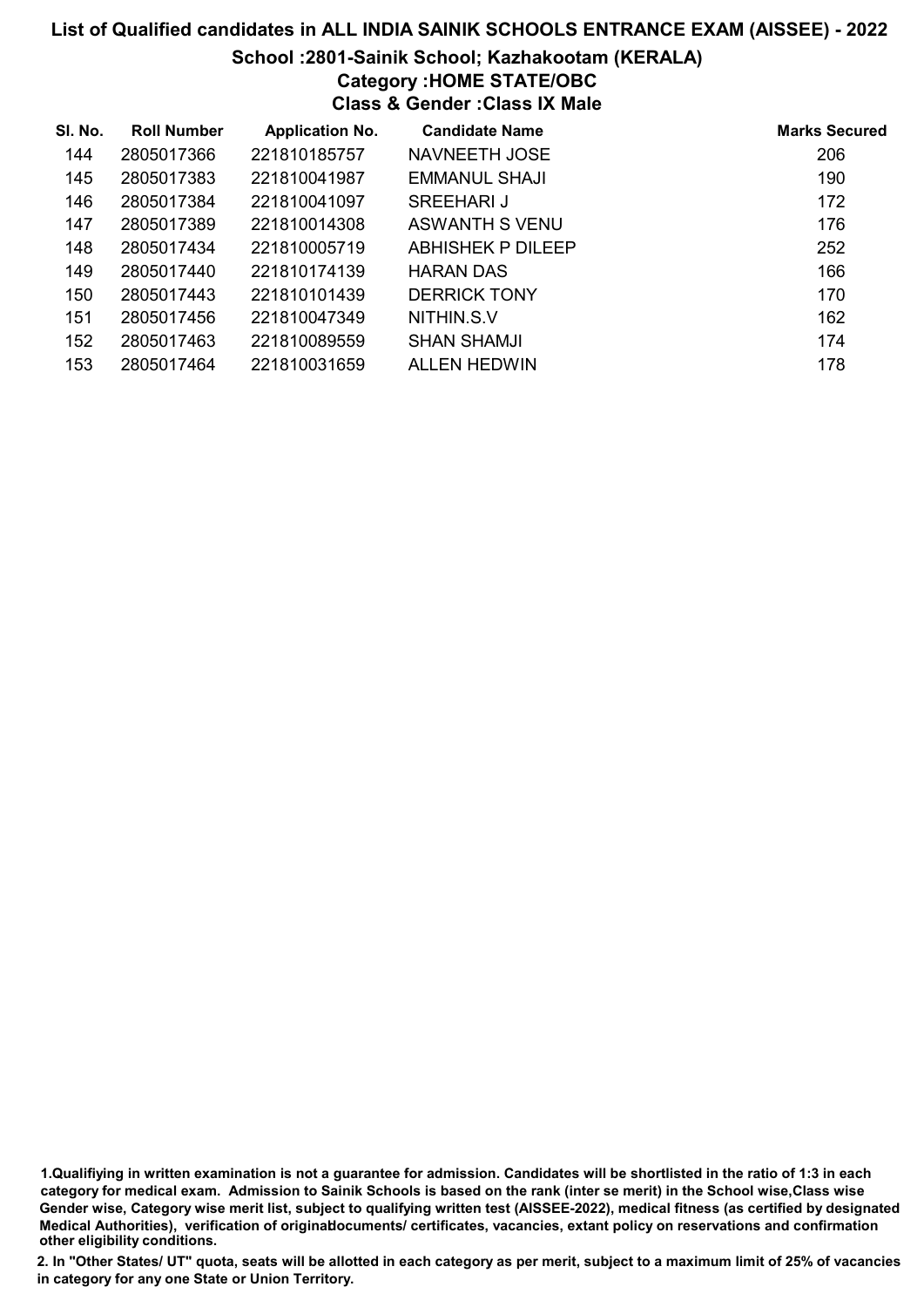# List of Qualified candidates in ALL INDIA SAINIK SCHOOLS ENTRANCE EXAM (AISSEE) - 2022

## School :2801-Sainik School; Kazhakootam (KERALA)

### Category :HOME STATE/OBC

### Class & Gender :Class IX Male

| Sl. No. | Roll Number | Application No. | Candidate Name | Marks Secured |
|---|---|---|---|---|
| 144 | 2805017366 | 221810185757 | NAVNEETH JOSE | 206 |
| 145 | 2805017383 | 221810041987 | EMMANUL SHAJI | 190 |
| 146 | 2805017384 | 221810041097 | SREEHARI J | 172 |
| 147 | 2805017389 | 221810014308 | ASWANTH S VENU | 176 |
| 148 | 2805017434 | 221810005719 | ABHISHEK P DILEEP | 252 |
| 149 | 2805017440 | 221810174139 | HARAN DAS | 166 |
| 150 | 2805017443 | 221810101439 | DERRICK TONY | 170 |
| 151 | 2805017456 | 221810047349 | NITHIN.S.V | 162 |
| 152 | 2805017463 | 221810089559 | SHAN SHAMJI | 174 |
| 153 | 2805017464 | 221810031659 | ALLEN HEDWIN | 178 |

1.Qualifiying in written examination is not a guarantee for admission. Candidates will be shortlisted in the ratio of 1:3 in each category for medical exam. Admission to Sainik Schools is based on the rank (inter se merit) in the School wise,Class wise Gender wise, Category wise merit list, subject to qualifying written test (AISSEE-2022), medical fitness (as certified by designated Medical Authorities), verification of originaldocuments/ certificates, vacancies, extant policy on reservations and confirmation other eligibility conditions.

2. In "Other States/ UT" quota, seats will be allotted in each category as per merit, subject to a maximum limit of 25% of vacancies in category for any one State or Union Territory.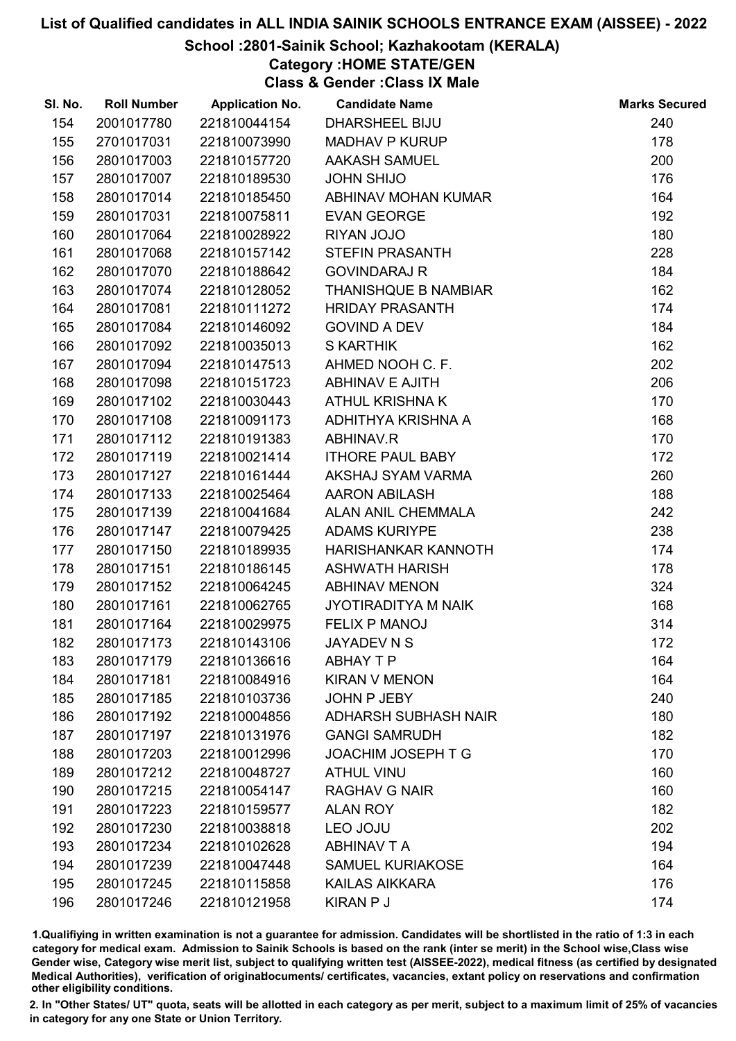# List of Qualified candidates in ALL INDIA SAINIK SCHOOLS ENTRANCE EXAM (AISSEE) - 2022

## School :2801-Sainik School; Kazhakootam (KERALA)

### Category :HOME STATE/GEN

### Class & Gender :Class IX Male

| Sl. No. | Roll Number | Application No. | Candidate Name | Marks Secured |
|---|---|---|---|---|
| 154 | 2001017780 | 221810044154 | DHARSHEEL BIJU | 240 |
| 155 | 2701017031 | 221810073990 | MADHAV P KURUP | 178 |
| 156 | 2801017003 | 221810157720 | AAKASH SAMUEL | 200 |
| 157 | 2801017007 | 221810189530 | JOHN SHIJO | 176 |
| 158 | 2801017014 | 221810185450 | ABHINAV MOHAN KUMAR | 164 |
| 159 | 2801017031 | 221810075811 | EVAN GEORGE | 192 |
| 160 | 2801017064 | 221810028922 | RIYAN JOJO | 180 |
| 161 | 2801017068 | 221810157142 | STEFIN PRASANTH | 228 |
| 162 | 2801017070 | 221810188642 | GOVINDARAJ R | 184 |
| 163 | 2801017074 | 221810128052 | THANISHQUE B NAMBIAR | 162 |
| 164 | 2801017081 | 221810111272 | HRIDAY PRASANTH | 174 |
| 165 | 2801017084 | 221810146092 | GOVIND A DEV | 184 |
| 166 | 2801017092 | 221810035013 | S KARTHIK | 162 |
| 167 | 2801017094 | 221810147513 | AHMED NOOH C. F. | 202 |
| 168 | 2801017098 | 221810151723 | ABHINAV E AJITH | 206 |
| 169 | 2801017102 | 221810030443 | ATHUL KRISHNA K | 170 |
| 170 | 2801017108 | 221810091173 | ADHITHYA KRISHNA A | 168 |
| 171 | 2801017112 | 221810191383 | ABHINAV.R | 170 |
| 172 | 2801017119 | 221810021414 | ITHORE PAUL BABY | 172 |
| 173 | 2801017127 | 221810161444 | AKSHAJ SYAM VARMA | 260 |
| 174 | 2801017133 | 221810025464 | AARON ABILASH | 188 |
| 175 | 2801017139 | 221810041684 | ALAN ANIL CHEMMALA | 242 |
| 176 | 2801017147 | 221810079425 | ADAMS KURIYPE | 238 |
| 177 | 2801017150 | 221810189935 | HARISHANKAR KANNOTH | 174 |
| 178 | 2801017151 | 221810186145 | ASHWATH HARISH | 178 |
| 179 | 2801017152 | 221810064245 | ABHINAV MENON | 324 |
| 180 | 2801017161 | 221810062765 | JYOTIRADITYA M NAIK | 168 |
| 181 | 2801017164 | 221810029975 | FELIX P MANOJ | 314 |
| 182 | 2801017173 | 221810143106 | JAYADEV N S | 172 |
| 183 | 2801017179 | 221810136616 | ABHAY T P | 164 |
| 184 | 2801017181 | 221810084916 | KIRAN V MENON | 164 |
| 185 | 2801017185 | 221810103736 | JOHN P JEBY | 240 |
| 186 | 2801017192 | 221810004856 | ADHARSH SUBHASH NAIR | 180 |
| 187 | 2801017197 | 221810131976 | GANGI SAMRUDH | 182 |
| 188 | 2801017203 | 221810012996 | JOACHIM JOSEPH T G | 170 |
| 189 | 2801017212 | 221810048727 | ATHUL VINU | 160 |
| 190 | 2801017215 | 221810054147 | RAGHAV G NAIR | 160 |
| 191 | 2801017223 | 221810159577 | ALAN ROY | 182 |
| 192 | 2801017230 | 221810038818 | LEO JOJU | 202 |
| 193 | 2801017234 | 221810102628 | ABHINAV T A | 194 |
| 194 | 2801017239 | 221810047448 | SAMUEL KURIAKOSE | 164 |
| 195 | 2801017245 | 221810115858 | KAILAS AIKKARA | 176 |
| 196 | 2801017246 | 221810121958 | KIRAN P J | 174 |

1.Qualifiying in written examination is not a guarantee for admission. Candidates will be shortlisted in the ratio of 1:3 in each category for medical exam. Admission to Sainik Schools is based on the rank (inter se merit) in the School wise,Class wise Gender wise, Category wise merit list, subject to qualifying written test (AISSEE-2022), medical fitness (as certified by designated Medical Authorities), verification of originaldocuments/ certificates, vacancies, extant policy on reservations and confirmation other eligibility conditions.

2. In "Other States/ UT" quota, seats will be allotted in each category as per merit, subject to a maximum limit of 25% of vacancies in category for any one State or Union Territory.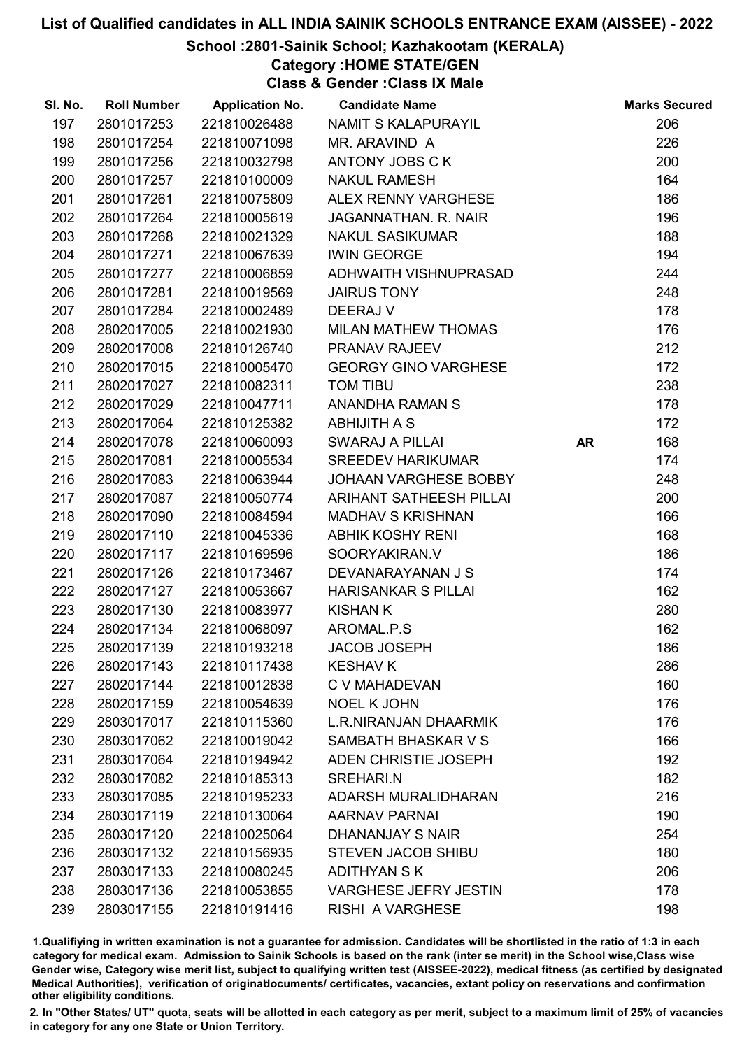# List of Qualified candidates in ALL INDIA SAINIK SCHOOLS ENTRANCE EXAM (AISSEE) - 2022

## School :2801-Sainik School; Kazhakootam (KERALA)

### Category :HOME STATE/GEN

### Class & Gender :Class IX Male

| Sl. No. | Roll Number | Application No. | Candidate Name | | Marks Secured |
|---|---|---|---|---|---|
| 197 | 2801017253 | 221810026488 | NAMIT S KALAPURAYIL | | 206 |
| 198 | 2801017254 | 221810071098 | MR. ARAVIND A | | 226 |
| 199 | 2801017256 | 221810032798 | ANTONY JOBS C K | | 200 |
| 200 | 2801017257 | 221810100009 | NAKUL RAMESH | | 164 |
| 201 | 2801017261 | 221810075809 | ALEX RENNY VARGHESE | | 186 |
| 202 | 2801017264 | 221810005619 | JAGANNATHAN. R. NAIR | | 196 |
| 203 | 2801017268 | 221810021329 | NAKUL SASIKUMAR | | 188 |
| 204 | 2801017271 | 221810067639 | IWIN GEORGE | | 194 |
| 205 | 2801017277 | 221810006859 | ADHWAITH VISHNUPRASAD | | 244 |
| 206 | 2801017281 | 221810019569 | JAIRUS TONY | | 248 |
| 207 | 2801017284 | 221810002489 | DEERAJ V | | 178 |
| 208 | 2802017005 | 221810021930 | MILAN MATHEW THOMAS | | 176 |
| 209 | 2802017008 | 221810126740 | PRANAV RAJEEV | | 212 |
| 210 | 2802017015 | 221810005470 | GEORGY GINO VARGHESE | | 172 |
| 211 | 2802017027 | 221810082311 | TOM TIBU | | 238 |
| 212 | 2802017029 | 221810047711 | ANANDHA RAMAN S | | 178 |
| 213 | 2802017064 | 221810125382 | ABHIJITH A S | | 172 |
| 214 | 2802017078 | 221810060093 | SWARAJ A PILLAI | AR | 168 |
| 215 | 2802017081 | 221810005534 | SREEDEV HARIKUMAR | | 174 |
| 216 | 2802017083 | 221810063944 | JOHAAN VARGHESE BOBBY | | 248 |
| 217 | 2802017087 | 221810050774 | ARIHANT SATHEESH PILLAI | | 200 |
| 218 | 2802017090 | 221810084594 | MADHAV S KRISHNAN | | 166 |
| 219 | 2802017110 | 221810045336 | ABHIK KOSHY RENI | | 168 |
| 220 | 2802017117 | 221810169596 | SOORYAKIRAN.V | | 186 |
| 221 | 2802017126 | 221810173467 | DEVANARAYANAN J S | | 174 |
| 222 | 2802017127 | 221810053667 | HARISANKAR S PILLAI | | 162 |
| 223 | 2802017130 | 221810083977 | KISHAN K | | 280 |
| 224 | 2802017134 | 221810068097 | AROMAL.P.S | | 162 |
| 225 | 2802017139 | 221810193218 | JACOB JOSEPH | | 186 |
| 226 | 2802017143 | 221810117438 | KESHAV K | | 286 |
| 227 | 2802017144 | 221810012838 | C V MAHADEVAN | | 160 |
| 228 | 2802017159 | 221810054639 | NOEL K JOHN | | 176 |
| 229 | 2803017017 | 221810115360 | L.R.NIRANJAN DHAARMIK | | 176 |
| 230 | 2803017062 | 221810019042 | SAMBATH BHASKAR V S | | 166 |
| 231 | 2803017064 | 221810194942 | ADEN CHRISTIE JOSEPH | | 192 |
| 232 | 2803017082 | 221810185313 | SREHARI.N | | 182 |
| 233 | 2803017085 | 221810195233 | ADARSH MURALIDHARAN | | 216 |
| 234 | 2803017119 | 221810130064 | AARNAV PARNAI | | 190 |
| 235 | 2803017120 | 221810025064 | DHANANJAY S NAIR | | 254 |
| 236 | 2803017132 | 221810156935 | STEVEN JACOB SHIBU | | 180 |
| 237 | 2803017133 | 221810080245 | ADITHYAN S K | | 206 |
| 238 | 2803017136 | 221810053855 | VARGHESE JEFRY JESTIN | | 178 |
| 239 | 2803017155 | 221810191416 | RISHI A VARGHESE | | 198 |

1.Qualifiying in written examination is not a guarantee for admission. Candidates will be shortlisted in the ratio of 1:3 in each category for medical exam. Admission to Sainik Schools is based on the rank (inter se merit) in the School wise,Class wise Gender wise, Category wise merit list, subject to qualifying written test (AISSEE-2022), medical fitness (as certified by designated Medical Authorities), verification of originaldocuments/ certificates, vacancies, extant policy on reservations and confirmation other eligibility conditions.

2. In "Other States/ UT" quota, seats will be allotted in each category as per merit, subject to a maximum limit of 25% of vacancies in category for any one State or Union Territory.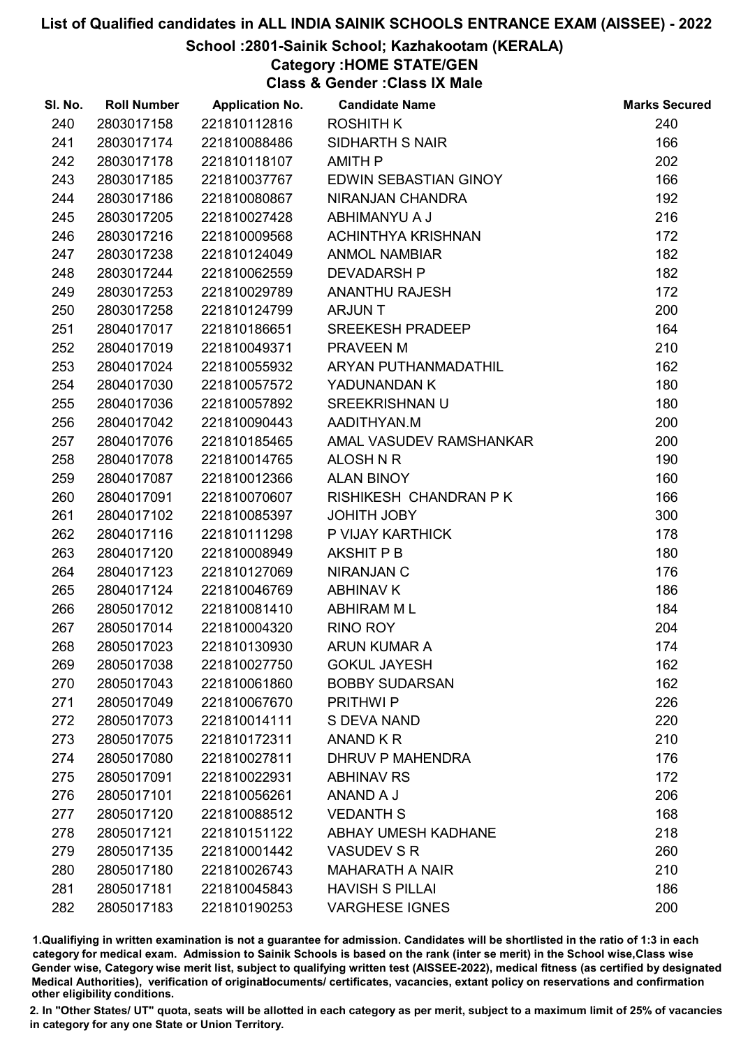# List of Qualified candidates in ALL INDIA SAINIK SCHOOLS ENTRANCE EXAM (AISSEE) - 2022

## School :2801-Sainik School; Kazhakootam (KERALA)

### Category :HOME STATE/GEN

### Class & Gender :Class IX Male

| Sl. No. | Roll Number | Application No. | Candidate Name | Marks Secured |
|---|---|---|---|---|
| 240 | 2803017158 | 221810112816 | ROSHITH K | 240 |
| 241 | 2803017174 | 221810088486 | SIDHARTH S NAIR | 166 |
| 242 | 2803017178 | 221810118107 | AMITH P | 202 |
| 243 | 2803017185 | 221810037767 | EDWIN SEBASTIAN GINOY | 166 |
| 244 | 2803017186 | 221810080867 | NIRANJAN CHANDRA | 192 |
| 245 | 2803017205 | 221810027428 | ABHIMANYU A J | 216 |
| 246 | 2803017216 | 221810009568 | ACHINTHYA KRISHNAN | 172 |
| 247 | 2803017238 | 221810124049 | ANMOL NAMBIAR | 182 |
| 248 | 2803017244 | 221810062559 | DEVADARSH P | 182 |
| 249 | 2803017253 | 221810029789 | ANANTHU RAJESH | 172 |
| 250 | 2803017258 | 221810124799 | ARJUN T | 200 |
| 251 | 2804017017 | 221810186651 | SREEKESH PRADEEP | 164 |
| 252 | 2804017019 | 221810049371 | PRAVEEN M | 210 |
| 253 | 2804017024 | 221810055932 | ARYAN PUTHANMADATHIL | 162 |
| 254 | 2804017030 | 221810057572 | YADUNANDAN K | 180 |
| 255 | 2804017036 | 221810057892 | SREEKRISHNAN U | 180 |
| 256 | 2804017042 | 221810090443 | AADITHYAN.M | 200 |
| 257 | 2804017076 | 221810185465 | AMAL VASUDEV RAMSHANKAR | 200 |
| 258 | 2804017078 | 221810014765 | ALOSH N R | 190 |
| 259 | 2804017087 | 221810012366 | ALAN BINOY | 160 |
| 260 | 2804017091 | 221810070607 | RISHIKESH CHANDRAN P K | 166 |
| 261 | 2804017102 | 221810085397 | JOHITH JOBY | 300 |
| 262 | 2804017116 | 221810111298 | P VIJAY KARTHICK | 178 |
| 263 | 2804017120 | 221810008949 | AKSHIT P B | 180 |
| 264 | 2804017123 | 221810127069 | NIRANJAN C | 176 |
| 265 | 2804017124 | 221810046769 | ABHINAV K | 186 |
| 266 | 2805017012 | 221810081410 | ABHIRAM M L | 184 |
| 267 | 2805017014 | 221810004320 | RINO ROY | 204 |
| 268 | 2805017023 | 221810130930 | ARUN KUMAR A | 174 |
| 269 | 2805017038 | 221810027750 | GOKUL JAYESH | 162 |
| 270 | 2805017043 | 221810061860 | BOBBY SUDARSAN | 162 |
| 271 | 2805017049 | 221810067670 | PRITHWI P | 226 |
| 272 | 2805017073 | 221810014111 | S DEVA NAND | 220 |
| 273 | 2805017075 | 221810172311 | ANAND K R | 210 |
| 274 | 2805017080 | 221810027811 | DHRUV P MAHENDRA | 176 |
| 275 | 2805017091 | 221810022931 | ABHINAV RS | 172 |
| 276 | 2805017101 | 221810056261 | ANAND A J | 206 |
| 277 | 2805017120 | 221810088512 | VEDANTH S | 168 |
| 278 | 2805017121 | 221810151122 | ABHAY UMESH KADHANE | 218 |
| 279 | 2805017135 | 221810001442 | VASUDEV S R | 260 |
| 280 | 2805017180 | 221810026743 | MAHARATH A NAIR | 210 |
| 281 | 2805017181 | 221810045843 | HAVISH S PILLAI | 186 |
| 282 | 2805017183 | 221810190253 | VARGHESE IGNES | 200 |

1.Qualifying in written examination is not a guarantee for admission. Candidates will be shortlisted in the ratio of 1:3 in each category for medical exam. Admission to Sainik Schools is based on the rank (inter se merit) in the School wise,Class wise Gender wise, Category wise merit list, subject to qualifying written test (AISSEE-2022), medical fitness (as certified by designated Medical Authorities), verification of originaldocuments/ certificates, vacancies, extant policy on reservations and confirmation other eligibility conditions.

2. In "Other States/ UT" quota, seats will be allotted in each category as per merit, subject to a maximum limit of 25% of vacancies in category for any one State or Union Territory.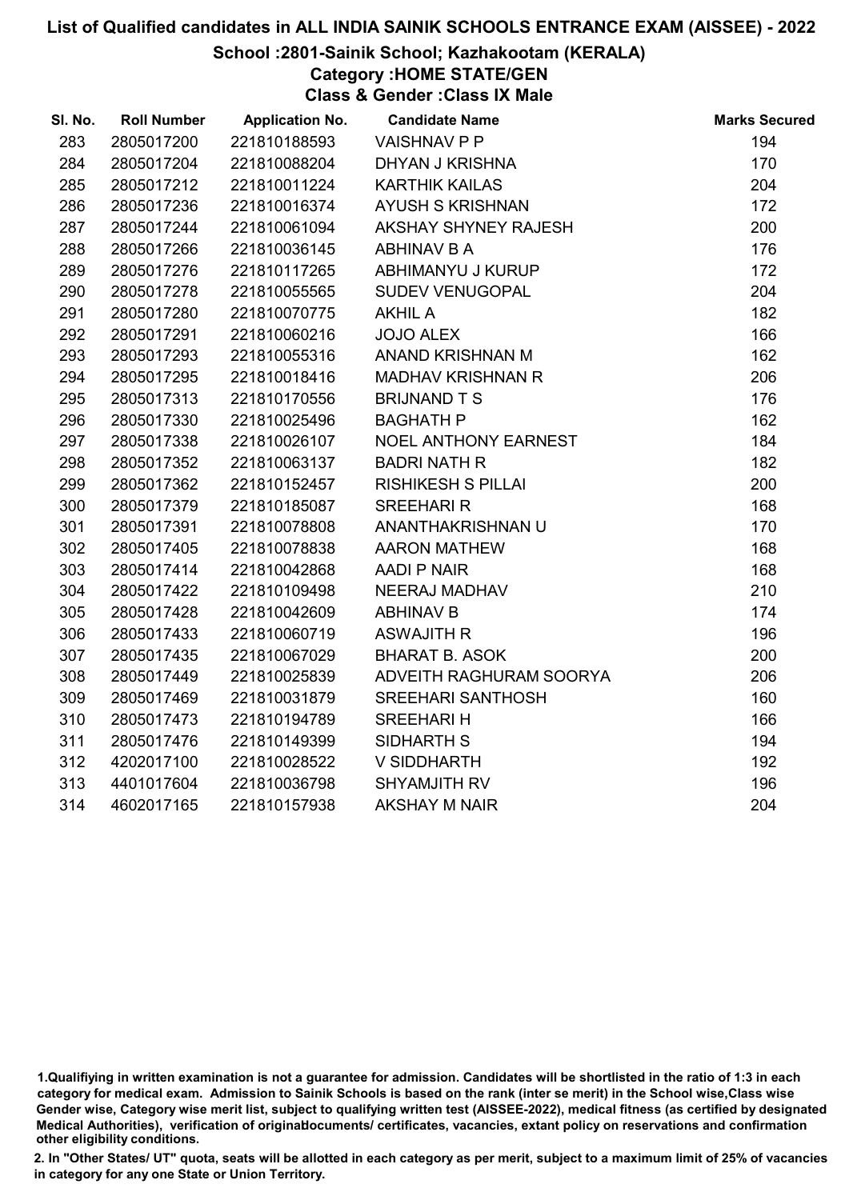# List of Qualified candidates in ALL INDIA SAINIK SCHOOLS ENTRANCE EXAM (AISSEE) - 2022

## School :2801-Sainik School; Kazhakootam (KERALA)

### Category :HOME STATE/GEN

### Class & Gender :Class IX Male

| Sl. No. | Roll Number | Application No. | Candidate Name | Marks Secured |
|---|---|---|---|---|
| 283 | 2805017200 | 221810188593 | VAISHNAV P P | 194 |
| 284 | 2805017204 | 221810088204 | DHYAN J KRISHNA | 170 |
| 285 | 2805017212 | 221810011224 | KARTHIK KAILAS | 204 |
| 286 | 2805017236 | 221810016374 | AYUSH S KRISHNAN | 172 |
| 287 | 2805017244 | 221810061094 | AKSHAY SHYNEY RAJESH | 200 |
| 288 | 2805017266 | 221810036145 | ABHINAV B A | 176 |
| 289 | 2805017276 | 221810117265 | ABHIMANYU J KURUP | 172 |
| 290 | 2805017278 | 221810055565 | SUDEV VENUGOPAL | 204 |
| 291 | 2805017280 | 221810070775 | AKHIL A | 182 |
| 292 | 2805017291 | 221810060216 | JOJO ALEX | 166 |
| 293 | 2805017293 | 221810055316 | ANAND KRISHNAN M | 162 |
| 294 | 2805017295 | 221810018416 | MADHAV KRISHNAN R | 206 |
| 295 | 2805017313 | 221810170556 | BRIJNAND T S | 176 |
| 296 | 2805017330 | 221810025496 | BAGHATH P | 162 |
| 297 | 2805017338 | 221810026107 | NOEL ANTHONY EARNEST | 184 |
| 298 | 2805017352 | 221810063137 | BADRI NATH R | 182 |
| 299 | 2805017362 | 221810152457 | RISHIKESH S PILLAI | 200 |
| 300 | 2805017379 | 221810185087 | SREEHARI R | 168 |
| 301 | 2805017391 | 221810078808 | ANANTHAKRISHNAN U | 170 |
| 302 | 2805017405 | 221810078838 | AARON MATHEW | 168 |
| 303 | 2805017414 | 221810042868 | AADI P NAIR | 168 |
| 304 | 2805017422 | 221810109498 | NEERAJ MADHAV | 210 |
| 305 | 2805017428 | 221810042609 | ABHINAV B | 174 |
| 306 | 2805017433 | 221810060719 | ASWAJITH R | 196 |
| 307 | 2805017435 | 221810067029 | BHARAT B. ASOK | 200 |
| 308 | 2805017449 | 221810025839 | ADVEITH RAGHURAM SOORYA | 206 |
| 309 | 2805017469 | 221810031879 | SREEHARI SANTHOSH | 160 |
| 310 | 2805017473 | 221810194789 | SREEHARI H | 166 |
| 311 | 2805017476 | 221810149399 | SIDHARTH S | 194 |
| 312 | 4202017100 | 221810028522 | V SIDDHARTH | 192 |
| 313 | 4401017604 | 221810036798 | SHYAMJITH RV | 196 |
| 314 | 4602017165 | 221810157938 | AKSHAY M NAIR | 204 |

1.Qualifiying in written examination is not a guarantee for admission. Candidates will be shortlisted in the ratio of 1:3 in each category for medical exam. Admission to Sainik Schools is based on the rank (inter se merit) in the School wise,Class wise Gender wise, Category wise merit list, subject to qualifying written test (AISSEE-2022), medical fitness (as certified by designated Medical Authorities), verification of originaldocuments/ certificates, vacancies, extant policy on reservations and confirmation other eligibility conditions.

2. In "Other States/ UT" quota, seats will be allotted in each category as per merit, subject to a maximum limit of 25% of vacancies in category for any one State or Union Territory.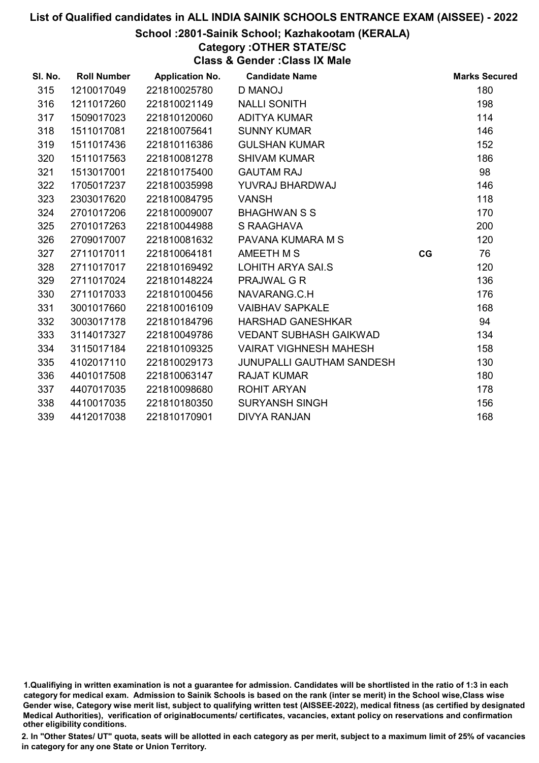# List of Qualified candidates in ALL INDIA SAINIK SCHOOLS ENTRANCE EXAM (AISSEE) - 2022

## School :2801-Sainik School; Kazhakootam (KERALA)

### Category :OTHER STATE/SC

### Class & Gender :Class IX Male

| Sl. No. | Roll Number | Application No. | Candidate Name | | Marks Secured |
|---|---|---|---|---|---|
| 315 | 1210017049 | 221810025780 | D MANOJ | | 180 |
| 316 | 1211017260 | 221810021149 | NALLI SONITH | | 198 |
| 317 | 1509017023 | 221810120060 | ADITYA KUMAR | | 114 |
| 318 | 1511017081 | 221810075641 | SUNNY KUMAR | | 146 |
| 319 | 1511017436 | 221810116386 | GULSHAN KUMAR | | 152 |
| 320 | 1511017563 | 221810081278 | SHIVAM KUMAR | | 186 |
| 321 | 1513017001 | 221810175400 | GAUTAM RAJ | | 98 |
| 322 | 1705017237 | 221810035998 | YUVRAJ BHARDWAJ | | 146 |
| 323 | 2303017620 | 221810084795 | VANSH | | 118 |
| 324 | 2701017206 | 221810009007 | BHAGHWAN S S | | 170 |
| 325 | 2701017263 | 221810044988 | S RAAGHAVA | | 200 |
| 326 | 2709017007 | 221810081632 | PAVANA KUMARA M S | | 120 |
| 327 | 2711017011 | 221810064181 | AMEETH M S | CG | 76 |
| 328 | 2711017017 | 221810169492 | LOHITH ARYA SAI.S | | 120 |
| 329 | 2711017024 | 221810148224 | PRAJWAL G R | | 136 |
| 330 | 2711017033 | 221810100456 | NAVARANG.C.H | | 176 |
| 331 | 3001017660 | 221810016109 | VAIBHAV SAPKALE | | 168 |
| 332 | 3003017178 | 221810184796 | HARSHAD GANESHKAR | | 94 |
| 333 | 3114017327 | 221810049786 | VEDANT SUBHASH GAIKWAD | | 134 |
| 334 | 3115017184 | 221810109325 | VAIRAT VIGHNESH MAHESH | | 158 |
| 335 | 4102017110 | 221810029173 | JUNUPALLI GAUTHAM SANDESH | | 130 |
| 336 | 4401017508 | 221810063147 | RAJAT KUMAR | | 180 |
| 337 | 4407017035 | 221810098680 | ROHIT ARYAN | | 178 |
| 338 | 4410017035 | 221810180350 | SURYANSH SINGH | | 156 |
| 339 | 4412017038 | 221810170901 | DIVYA RANJAN | | 168 |

1.Qualifiying in written examination is not a guarantee for admission. Candidates will be shortlisted in the ratio of 1:3 in each category for medical exam. Admission to Sainik Schools is based on the rank (inter se merit) in the School wise,Class wise Gender wise, Category wise merit list, subject to qualifying written test (AISSEE-2022), medical fitness (as certified by designated Medical Authorities), verification of originaldocuments/ certificates, vacancies, extant policy on reservations and confirmation other eligibility conditions.

2. In "Other States/ UT" quota, seats will be allotted in each category as per merit, subject to a maximum limit of 25% of vacancies in category for any one State or Union Territory.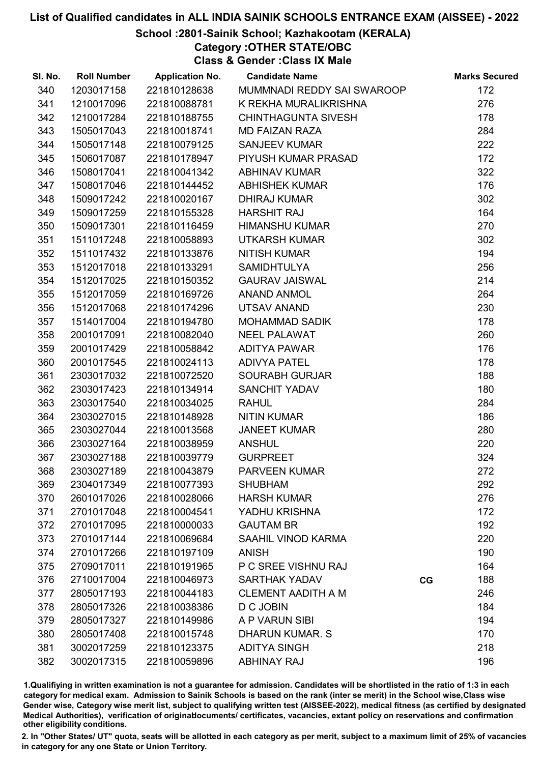# List of Qualified candidates in ALL INDIA SAINIK SCHOOLS ENTRANCE EXAM (AISSEE) - 2022

## School :2801-Sainik School; Kazhakootam (KERALA)
### Category :OTHER STATE/OBC
### Class & Gender :Class IX Male

| Sl. No. | Roll Number | Application No. | Candidate Name | | Marks Secured |
|---|---|---|---|---|---|
| 340 | 1203017158 | 221810128638 | MUMMNADI REDDY SAI SWAROOP | | 172 |
| 341 | 1210017096 | 221810088781 | K REKHA MURALIKRISHNA | | 276 |
| 342 | 1210017284 | 221810188755 | CHINTHAGUNTA SIVESH | | 178 |
| 343 | 1505017043 | 221810018741 | MD FAIZAN RAZA | | 284 |
| 344 | 1505017148 | 221810079125 | SANJEEV KUMAR | | 222 |
| 345 | 1506017087 | 221810178947 | PIYUSH KUMAR PRASAD | | 172 |
| 346 | 1508017041 | 221810041342 | ABHINAV KUMAR | | 322 |
| 347 | 1508017046 | 221810144452 | ABHISHEK KUMAR | | 176 |
| 348 | 1509017242 | 221810020167 | DHIRAJ KUMAR | | 302 |
| 349 | 1509017259 | 221810155328 | HARSHIT RAJ | | 164 |
| 350 | 1509017301 | 221810116459 | HIMANSHU KUMAR | | 270 |
| 351 | 1511017248 | 221810058893 | UTKARSH KUMAR | | 302 |
| 352 | 1511017432 | 221810133876 | NITISH KUMAR | | 194 |
| 353 | 1512017018 | 221810133291 | SAMIDHTULYA | | 256 |
| 354 | 1512017025 | 221810150352 | GAURAV JAISWAL | | 214 |
| 355 | 1512017059 | 221810169726 | ANAND ANMOL | | 264 |
| 356 | 1512017068 | 221810174296 | UTSAV ANAND | | 230 |
| 357 | 1514017004 | 221810194780 | MOHAMMAD SADIK | | 178 |
| 358 | 2001017091 | 221810082040 | NEEL PALAWAT | | 260 |
| 359 | 2001017429 | 221810058842 | ADITYA PAWAR | | 176 |
| 360 | 2001017545 | 221810024113 | ADIVYA PATEL | | 178 |
| 361 | 2303017032 | 221810072520 | SOURABH GURJAR | | 188 |
| 362 | 2303017423 | 221810134914 | SANCHIT YADAV | | 180 |
| 363 | 2303017540 | 221810034025 | RAHUL | | 284 |
| 364 | 2303027015 | 221810148928 | NITIN KUMAR | | 186 |
| 365 | 2303027044 | 221810013568 | JANEET KUMAR | | 280 |
| 366 | 2303027164 | 221810038959 | ANSHUL | | 220 |
| 367 | 2303027188 | 221810039779 | GURPREET | | 324 |
| 368 | 2303027189 | 221810043879 | PARVEEN KUMAR | | 272 |
| 369 | 2304017349 | 221810077393 | SHUBHAM | | 292 |
| 370 | 2601017026 | 221810028066 | HARSH KUMAR | | 276 |
| 371 | 2701017048 | 221810004541 | YADHU KRISHNA | | 172 |
| 372 | 2701017095 | 221810000033 | GAUTAM BR | | 192 |
| 373 | 2701017144 | 221810069684 | SAAHIL VINOD KARMA | | 220 |
| 374 | 2701017266 | 221810197109 | ANISH | | 190 |
| 375 | 2709017011 | 221810191965 | P C SREE VISHNU RAJ | | 164 |
| 376 | 2710017004 | 221810046973 | SARTHAK YADAV | CG | 188 |
| 377 | 2805017193 | 221810044183 | CLEMENT AADITH A M | | 246 |
| 378 | 2805017326 | 221810038386 | D C JOBIN | | 184 |
| 379 | 2805017327 | 221810149986 | A P VARUN SIBI | | 194 |
| 380 | 2805017408 | 221810015748 | DHARUN KUMAR. S | | 170 |
| 381 | 3002017259 | 221810123375 | ADITYA SINGH | | 218 |
| 382 | 3002017315 | 221810059896 | ABHINAY RAJ | | 196 |

1.Qualifying in written examination is not a guarantee for admission. Candidates will be shortlisted in the ratio of 1:3 in each category for medical exam. Admission to Sainik Schools is based on the rank (inter se merit) in the School wise,Class wise Gender wise, Category wise merit list, subject to qualifying written test (AISSEE-2022), medical fitness (as certified by designated Medical Authorities), verification of originaldocuments/ certificates, vacancies, extant policy on reservations and confirmation other eligibility conditions.

2. In "Other States/ UT" quota, seats will be allotted in each category as per merit, subject to a maximum limit of 25% of vacancies in category for any one State or Union Territory.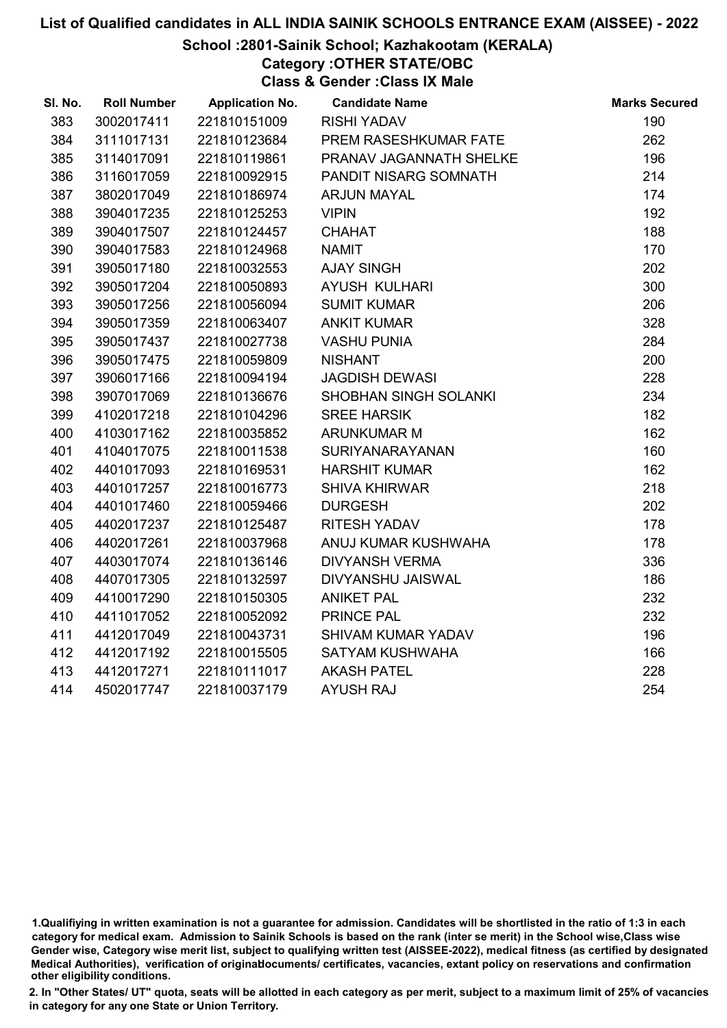# List of Qualified candidates in ALL INDIA SAINIK SCHOOLS ENTRANCE EXAM (AISSEE) - 2022

## School :2801-Sainik School; Kazhakootam (KERALA)

### Category :OTHER STATE/OBC

### Class & Gender :Class IX Male

| Sl. No. | Roll Number | Application No. | Candidate Name | Marks Secured |
|---|---|---|---|---|
| 383 | 3002017411 | 221810151009 | RISHI YADAV | 190 |
| 384 | 3111017131 | 221810123684 | PREM RASESHKUMAR FATE | 262 |
| 385 | 3114017091 | 221810119861 | PRANAV JAGANNATH SHELKE | 196 |
| 386 | 3116017059 | 221810092915 | PANDIT NISARG SOMNATH | 214 |
| 387 | 3802017049 | 221810186974 | ARJUN MAYAL | 174 |
| 388 | 3904017235 | 221810125253 | VIPIN | 192 |
| 389 | 3904017507 | 221810124457 | CHAHAT | 188 |
| 390 | 3904017583 | 221810124968 | NAMIT | 170 |
| 391 | 3905017180 | 221810032553 | AJAY SINGH | 202 |
| 392 | 3905017204 | 221810050893 | AYUSH KULHARI | 300 |
| 393 | 3905017256 | 221810056094 | SUMIT KUMAR | 206 |
| 394 | 3905017359 | 221810063407 | ANKIT KUMAR | 328 |
| 395 | 3905017437 | 221810027738 | VASHU PUNIA | 284 |
| 396 | 3905017475 | 221810059809 | NISHANT | 200 |
| 397 | 3906017166 | 221810094194 | JAGDISH DEWASI | 228 |
| 398 | 3907017069 | 221810136676 | SHOBHAN SINGH SOLANKI | 234 |
| 399 | 4102017218 | 221810104296 | SREE HARSIK | 182 |
| 400 | 4103017162 | 221810035852 | ARUNKUMAR M | 162 |
| 401 | 4104017075 | 221810011538 | SURIYANARAYANAN | 160 |
| 402 | 4401017093 | 221810169531 | HARSHIT KUMAR | 162 |
| 403 | 4401017257 | 221810016773 | SHIVA KHIRWAR | 218 |
| 404 | 4401017460 | 221810059466 | DURGESH | 202 |
| 405 | 4402017237 | 221810125487 | RITESH YADAV | 178 |
| 406 | 4402017261 | 221810037968 | ANUJ KUMAR KUSHWAHA | 178 |
| 407 | 4403017074 | 221810136146 | DIVYANSH VERMA | 336 |
| 408 | 4407017305 | 221810132597 | DIVYANSHU JAISWAL | 186 |
| 409 | 4410017290 | 221810150305 | ANIKET PAL | 232 |
| 410 | 4411017052 | 221810052092 | PRINCE PAL | 232 |
| 411 | 4412017049 | 221810043731 | SHIVAM KUMAR YADAV | 196 |
| 412 | 4412017192 | 221810015505 | SATYAM KUSHWAHA | 166 |
| 413 | 4412017271 | 221810111017 | AKASH PATEL | 228 |
| 414 | 4502017747 | 221810037179 | AYUSH RAJ | 254 |

1.Qualifiying in written examination is not a guarantee for admission. Candidates will be shortlisted in the ratio of 1:3 in each category for medical exam. Admission to Sainik Schools is based on the rank (inter se merit) in the School wise,Class wise Gender wise, Category wise merit list, subject to qualifying written test (AISSEE-2022), medical fitness (as certified by designated Medical Authorities), verification of originaldocuments/ certificates, vacancies, extant policy on reservations and confirmation other eligibility conditions.

2. In "Other States/ UT" quota, seats will be allotted in each category as per merit, subject to a maximum limit of 25% of vacancies in category for any one State or Union Territory.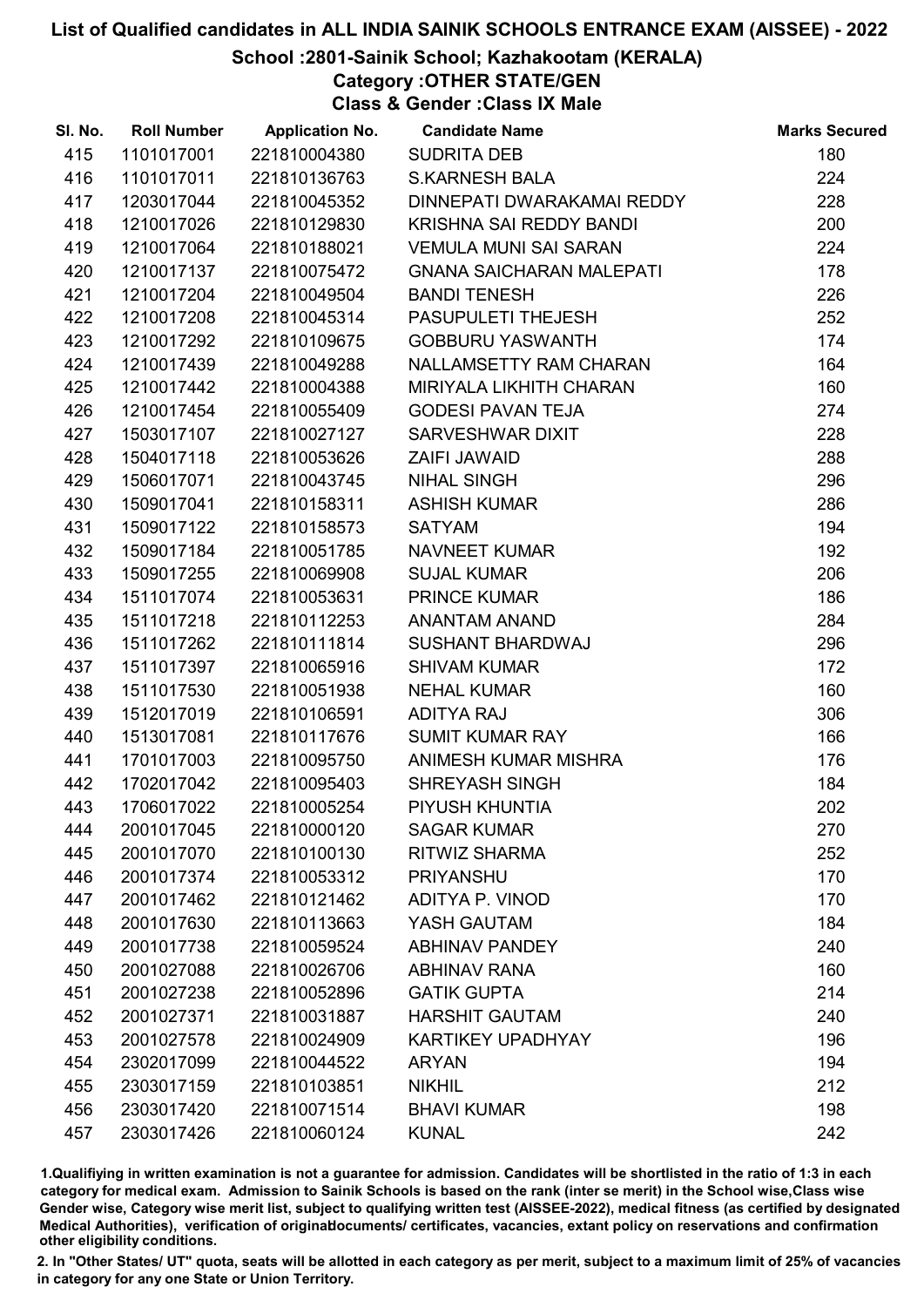# List of Qualified candidates in ALL INDIA SAINIK SCHOOLS ENTRANCE EXAM (AISSEE) - 2022

## School :2801-Sainik School; Kazhakootam (KERALA)

### Category :OTHER STATE/GEN

### Class & Gender :Class IX Male

| Sl. No. | Roll Number | Application No. | Candidate Name | Marks Secured |
|---|---|---|---|---|
| 415 | 1101017001 | 221810004380 | SUDRITA DEB | 180 |
| 416 | 1101017011 | 221810136763 | S.KARNESH BALA | 224 |
| 417 | 1203017044 | 221810045352 | DINNEPATI DWARAKAMAI REDDY | 228 |
| 418 | 1210017026 | 221810129830 | KRISHNA SAI REDDY BANDI | 200 |
| 419 | 1210017064 | 221810188021 | VEMULA MUNI SAI SARAN | 224 |
| 420 | 1210017137 | 221810075472 | GNANA SAICHARAN MALEPATI | 178 |
| 421 | 1210017204 | 221810049504 | BANDI TENESH | 226 |
| 422 | 1210017208 | 221810045314 | PASUPULETI THEJESH | 252 |
| 423 | 1210017292 | 221810109675 | GOBBURU YASWANTH | 174 |
| 424 | 1210017439 | 221810049288 | NALLAMSETTY RAM CHARAN | 164 |
| 425 | 1210017442 | 221810004388 | MIRIYALA LIKHITH CHARAN | 160 |
| 426 | 1210017454 | 221810055409 | GODESI PAVAN TEJA | 274 |
| 427 | 1503017107 | 221810027127 | SARVESHWAR DIXIT | 228 |
| 428 | 1504017118 | 221810053626 | ZAIFI JAWAID | 288 |
| 429 | 1506017071 | 221810043745 | NIHAL SINGH | 296 |
| 430 | 1509017041 | 221810158311 | ASHISH KUMAR | 286 |
| 431 | 1509017122 | 221810158573 | SATYAM | 194 |
| 432 | 1509017184 | 221810051785 | NAVNEET KUMAR | 192 |
| 433 | 1509017255 | 221810069908 | SUJAL KUMAR | 206 |
| 434 | 1511017074 | 221810053631 | PRINCE KUMAR | 186 |
| 435 | 1511017218 | 221810112253 | ANANTAM ANAND | 284 |
| 436 | 1511017262 | 221810111814 | SUSHANT BHARDWAJ | 296 |
| 437 | 1511017397 | 221810065916 | SHIVAM KUMAR | 172 |
| 438 | 1511017530 | 221810051938 | NEHAL KUMAR | 160 |
| 439 | 1512017019 | 221810106591 | ADITYA RAJ | 306 |
| 440 | 1513017081 | 221810117676 | SUMIT KUMAR RAY | 166 |
| 441 | 1701017003 | 221810095750 | ANIMESH KUMAR MISHRA | 176 |
| 442 | 1702017042 | 221810095403 | SHREYASH SINGH | 184 |
| 443 | 1706017022 | 221810005254 | PIYUSH KHUNTIA | 202 |
| 444 | 2001017045 | 221810000120 | SAGAR KUMAR | 270 |
| 445 | 2001017070 | 221810100130 | RITWIZ SHARMA | 252 |
| 446 | 2001017374 | 221810053312 | PRIYANSHU | 170 |
| 447 | 2001017462 | 221810121462 | ADITYA P. VINOD | 170 |
| 448 | 2001017630 | 221810113663 | YASH GAUTAM | 184 |
| 449 | 2001017738 | 221810059524 | ABHINAV PANDEY | 240 |
| 450 | 2001027088 | 221810026706 | ABHINAV RANA | 160 |
| 451 | 2001027238 | 221810052896 | GATIK GUPTA | 214 |
| 452 | 2001027371 | 221810031887 | HARSHIT GAUTAM | 240 |
| 453 | 2001027578 | 221810024909 | KARTIKEY UPADHYAY | 196 |
| 454 | 2302017099 | 221810044522 | ARYAN | 194 |
| 455 | 2303017159 | 221810103851 | NIKHIL | 212 |
| 456 | 2303017420 | 221810071514 | BHAVI KUMAR | 198 |
| 457 | 2303017426 | 221810060124 | KUNAL | 242 |

1.Qualifiying in written examination is not a guarantee for admission. Candidates will be shortlisted in the ratio of 1:3 in each category for medical exam. Admission to Sainik Schools is based on the rank (inter se merit) in the School wise,Class wise Gender wise, Category wise merit list, subject to qualifying written test (AISSEE-2022), medical fitness (as certified by designated Medical Authorities), verification of originaldocuments/ certificates, vacancies, extant policy on reservations and confirmation other eligibility conditions.

2. In "Other States/ UT" quota, seats will be allotted in each category as per merit, subject to a maximum limit of 25% of vacancies in category for any one State or Union Territory.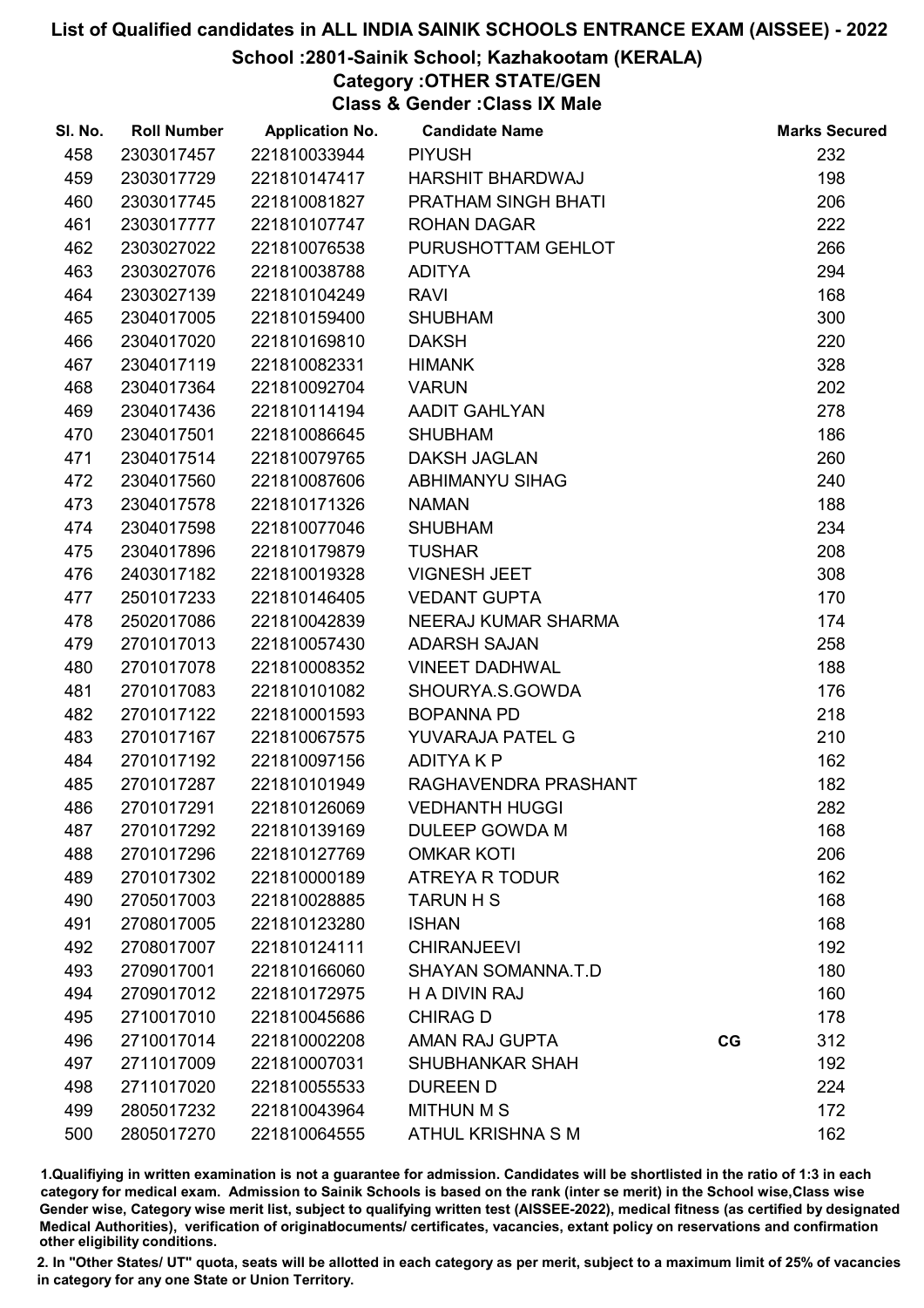# List of Qualified candidates in ALL INDIA SAINIK SCHOOLS ENTRANCE EXAM (AISSEE) - 2022

## School :2801-Sainik School; Kazhakootam (KERALA)

### Category :OTHER STATE/GEN

### Class & Gender :Class IX Male

| Sl. No. | Roll Number | Application No. | Candidate Name | | Marks Secured |
|---|---|---|---|---|---|
| 458 | 2303017457 | 221810033944 | PIYUSH | | 232 |
| 459 | 2303017729 | 221810147417 | HARSHIT BHARDWAJ | | 198 |
| 460 | 2303017745 | 221810081827 | PRATHAM SINGH BHATI | | 206 |
| 461 | 2303017777 | 221810107747 | ROHAN DAGAR | | 222 |
| 462 | 2303027022 | 221810076538 | PURUSHOTTAM GEHLOT | | 266 |
| 463 | 2303027076 | 221810038788 | ADITYA | | 294 |
| 464 | 2303027139 | 221810104249 | RAVI | | 168 |
| 465 | 2304017005 | 221810159400 | SHUBHAM | | 300 |
| 466 | 2304017020 | 221810169810 | DAKSH | | 220 |
| 467 | 2304017119 | 221810082331 | HIMANK | | 328 |
| 468 | 2304017364 | 221810092704 | VARUN | | 202 |
| 469 | 2304017436 | 221810114194 | AADIT GAHLYAN | | 278 |
| 470 | 2304017501 | 221810086645 | SHUBHAM | | 186 |
| 471 | 2304017514 | 221810079765 | DAKSH JAGLAN | | 260 |
| 472 | 2304017560 | 221810087606 | ABHIMANYU SIHAG | | 240 |
| 473 | 2304017578 | 221810171326 | NAMAN | | 188 |
| 474 | 2304017598 | 221810077046 | SHUBHAM | | 234 |
| 475 | 2304017896 | 221810179879 | TUSHAR | | 208 |
| 476 | 2403017182 | 221810019328 | VIGNESH JEET | | 308 |
| 477 | 2501017233 | 221810146405 | VEDANT GUPTA | | 170 |
| 478 | 2502017086 | 221810042839 | NEERAJ KUMAR SHARMA | | 174 |
| 479 | 2701017013 | 221810057430 | ADARSH SAJAN | | 258 |
| 480 | 2701017078 | 221810008352 | VINEET DADHWAL | | 188 |
| 481 | 2701017083 | 221810101082 | SHOURYA.S.GOWDA | | 176 |
| 482 | 2701017122 | 221810001593 | BOPANNA PD | | 218 |
| 483 | 2701017167 | 221810067575 | YUVARAJA PATEL G | | 210 |
| 484 | 2701017192 | 221810097156 | ADITYA K P | | 162 |
| 485 | 2701017287 | 221810101949 | RAGHAVENDRA PRASHANT | | 182 |
| 486 | 2701017291 | 221810126069 | VEDHANTH HUGGI | | 282 |
| 487 | 2701017292 | 221810139169 | DULEEP GOWDA M | | 168 |
| 488 | 2701017296 | 221810127769 | OMKAR KOTI | | 206 |
| 489 | 2701017302 | 221810000189 | ATREYA R TODUR | | 162 |
| 490 | 2705017003 | 221810028885 | TARUN H S | | 168 |
| 491 | 2708017005 | 221810123280 | ISHAN | | 168 |
| 492 | 2708017007 | 221810124111 | CHIRANJEEVI | | 192 |
| 493 | 2709017001 | 221810166060 | SHAYAN SOMANNA.T.D | | 180 |
| 494 | 2709017012 | 221810172975 | H A DIVIN RAJ | | 160 |
| 495 | 2710017010 | 221810045686 | CHIRAG D | | 178 |
| 496 | 2710017014 | 221810002208 | AMAN RAJ GUPTA | CG | 312 |
| 497 | 2711017009 | 221810007031 | SHUBHANKAR SHAH | | 192 |
| 498 | 2711017020 | 221810055533 | DUREEN D | | 224 |
| 499 | 2805017232 | 221810043964 | MITHUN M S | | 172 |
| 500 | 2805017270 | 221810064555 | ATHUL KRISHNA S M | | 162 |

1.Qualifiying in written examination is not a guarantee for admission. Candidates will be shortlisted in the ratio of 1:3 in each category for medical exam. Admission to Sainik Schools is based on the rank (inter se merit) in the School wise,Class wise Gender wise, Category wise merit list, subject to qualifying written test (AISSEE-2022), medical fitness (as certified by designated Medical Authorities), verification of originaldocuments/ certificates, vacancies, extant policy on reservations and confirmation other eligibility conditions.

2. In "Other States/ UT" quota, seats will be allotted in each category as per merit, subject to a maximum limit of 25% of vacancies in category for any one State or Union Territory.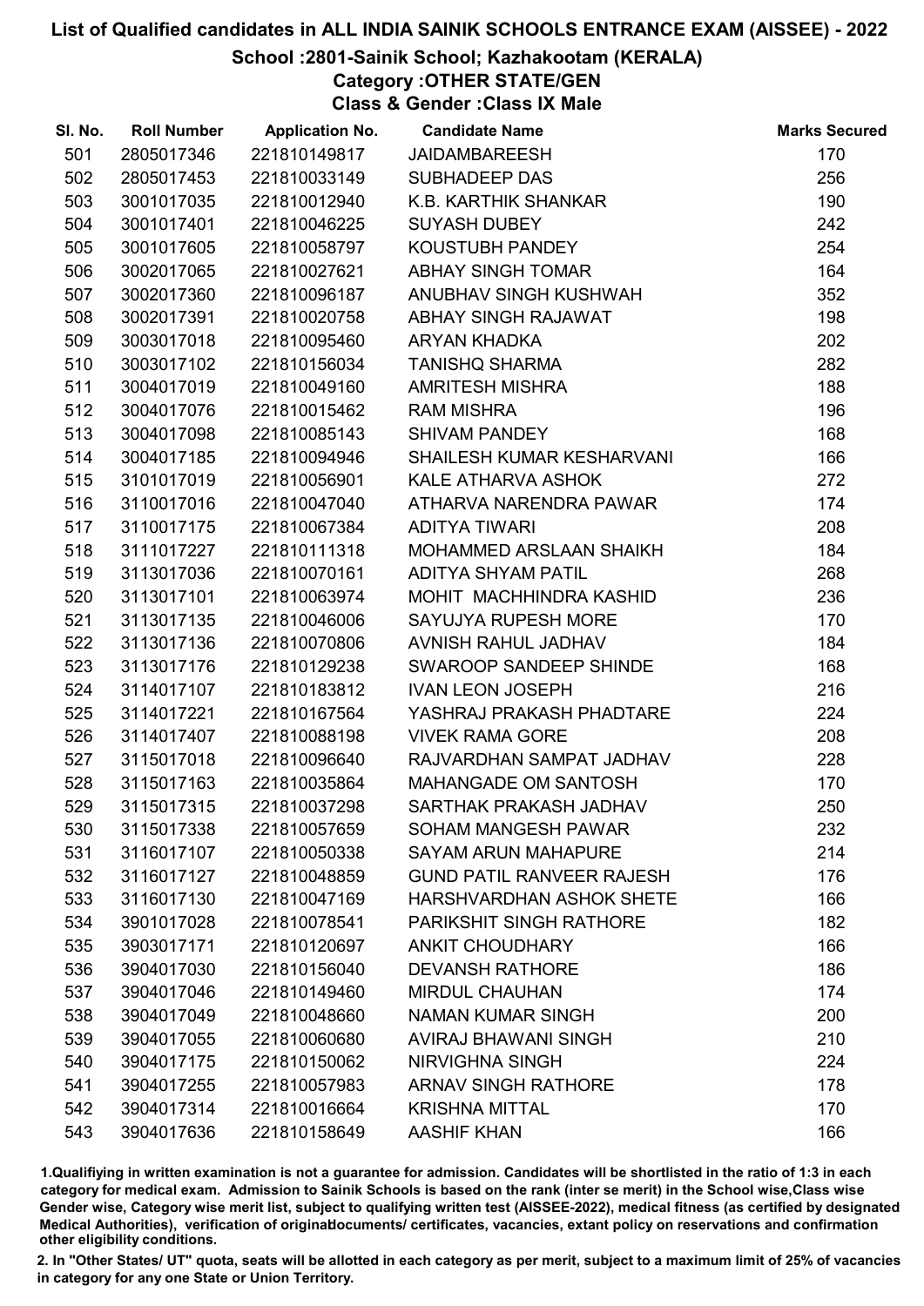# List of Qualified candidates in ALL INDIA SAINIK SCHOOLS ENTRANCE EXAM (AISSEE) - 2022

## School :2801-Sainik School; Kazhakootam (KERALA)

### Category :OTHER STATE/GEN

### Class & Gender :Class IX Male

| Sl. No. | Roll Number | Application No. | Candidate Name | Marks Secured |
|---|---|---|---|---|
| 501 | 2805017346 | 221810149817 | JAIDAMBAREESH | 170 |
| 502 | 2805017453 | 221810033149 | SUBHADEEP DAS | 256 |
| 503 | 3001017035 | 221810012940 | K.B. KARTHIK SHANKAR | 190 |
| 504 | 3001017401 | 221810046225 | SUYASH DUBEY | 242 |
| 505 | 3001017605 | 221810058797 | KOUSTUBH PANDEY | 254 |
| 506 | 3002017065 | 221810027621 | ABHAY SINGH TOMAR | 164 |
| 507 | 3002017360 | 221810096187 | ANUBHAV SINGH KUSHWAH | 352 |
| 508 | 3002017391 | 221810020758 | ABHAY SINGH RAJAWAT | 198 |
| 509 | 3003017018 | 221810095460 | ARYAN KHADKA | 202 |
| 510 | 3003017102 | 221810156034 | TANISHQ SHARMA | 282 |
| 511 | 3004017019 | 221810049160 | AMRITESH MISHRA | 188 |
| 512 | 3004017076 | 221810015462 | RAM MISHRA | 196 |
| 513 | 3004017098 | 221810085143 | SHIVAM PANDEY | 168 |
| 514 | 3004017185 | 221810094946 | SHAILESH KUMAR KESHARVANI | 166 |
| 515 | 3101017019 | 221810056901 | KALE ATHARVA ASHOK | 272 |
| 516 | 3110017016 | 221810047040 | ATHARVA NARENDRA PAWAR | 174 |
| 517 | 3110017175 | 221810067384 | ADITYA TIWARI | 208 |
| 518 | 3111017227 | 221810111318 | MOHAMMED ARSLAAN SHAIKH | 184 |
| 519 | 3113017036 | 221810070161 | ADITYA SHYAM PATIL | 268 |
| 520 | 3113017101 | 221810063974 | MOHIT MACHHINDRA KASHID | 236 |
| 521 | 3113017135 | 221810046006 | SAYUJYA RUPESH MORE | 170 |
| 522 | 3113017136 | 221810070806 | AVNISH RAHUL JADHAV | 184 |
| 523 | 3113017176 | 221810129238 | SWAROOP SANDEEP SHINDE | 168 |
| 524 | 3114017107 | 221810183812 | IVAN LEON JOSEPH | 216 |
| 525 | 3114017221 | 221810167564 | YASHRAJ PRAKASH PHADTARE | 224 |
| 526 | 3114017407 | 221810088198 | VIVEK RAMA GORE | 208 |
| 527 | 3115017018 | 221810096640 | RAJVARDHAN SAMPAT JADHAV | 228 |
| 528 | 3115017163 | 221810035864 | MAHANGADE OM SANTOSH | 170 |
| 529 | 3115017315 | 221810037298 | SARTHAK PRAKASH JADHAV | 250 |
| 530 | 3115017338 | 221810057659 | SOHAM MANGESH PAWAR | 232 |
| 531 | 3116017107 | 221810050338 | SAYAM ARUN MAHAPURE | 214 |
| 532 | 3116017127 | 221810048859 | GUND PATIL RANVEER RAJESH | 176 |
| 533 | 3116017130 | 221810047169 | HARSHVARDHAN ASHOK SHETE | 166 |
| 534 | 3901017028 | 221810078541 | PARIKSHIT SINGH RATHORE | 182 |
| 535 | 3903017171 | 221810120697 | ANKIT CHOUDHARY | 166 |
| 536 | 3904017030 | 221810156040 | DEVANSH RATHORE | 186 |
| 537 | 3904017046 | 221810149460 | MIRDUL CHAUHAN | 174 |
| 538 | 3904017049 | 221810048660 | NAMAN KUMAR SINGH | 200 |
| 539 | 3904017055 | 221810060680 | AVIRAJ BHAWANI SINGH | 210 |
| 540 | 3904017175 | 221810150062 | NIRVIGHNA SINGH | 224 |
| 541 | 3904017255 | 221810057983 | ARNAV SINGH RATHORE | 178 |
| 542 | 3904017314 | 221810016664 | KRISHNA MITTAL | 170 |
| 543 | 3904017636 | 221810158649 | AASHIF KHAN | 166 |

1.Qualifiying in written examination is not a guarantee for admission. Candidates will be shortlisted in the ratio of 1:3 in each category for medical exam. Admission to Sainik Schools is based on the rank (inter se merit) in the School wise,Class wise Gender wise, Category wise merit list, subject to qualifying written test (AISSEE-2022), medical fitness (as certified by designated Medical Authorities), verification of originaldocuments/ certificates, vacancies, extant policy on reservations and confirmation other eligibility conditions.

2. In "Other States/ UT" quota, seats will be allotted in each category as per merit, subject to a maximum limit of 25% of vacancies in category for any one State or Union Territory.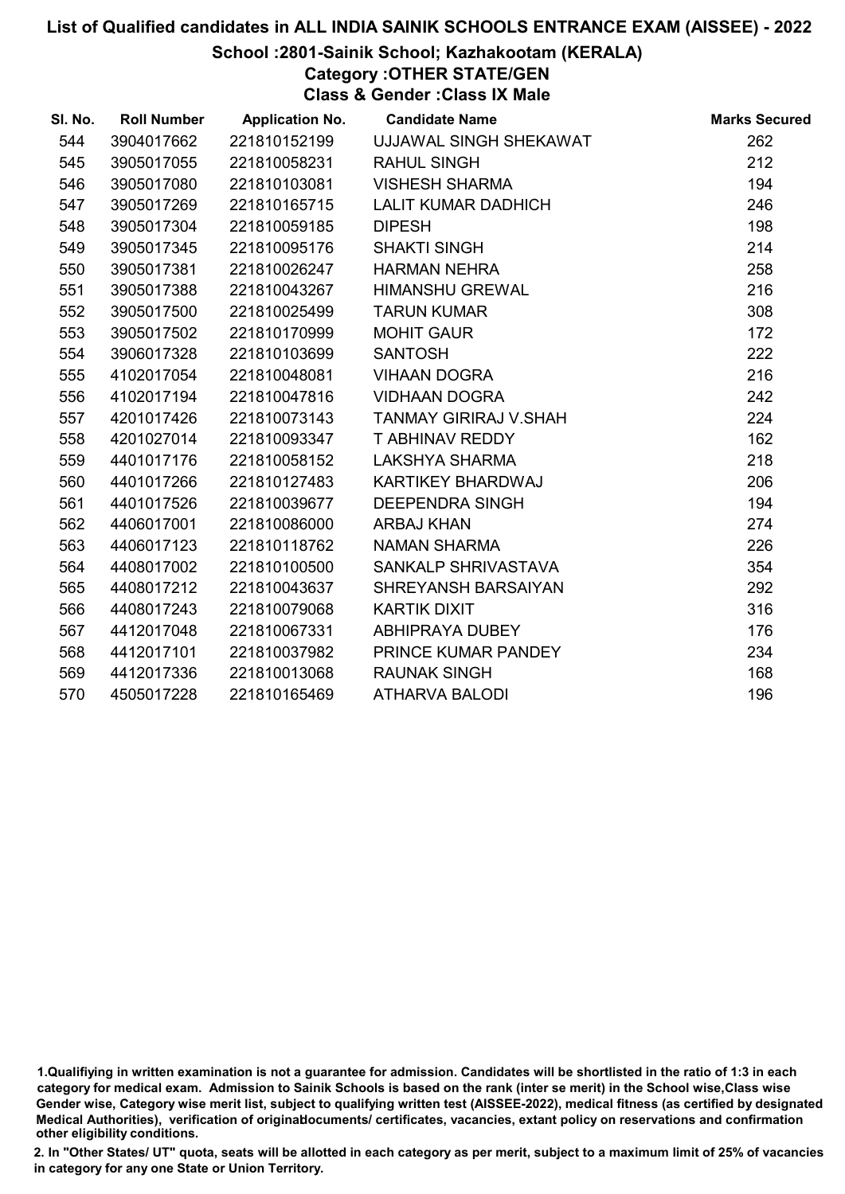# List of Qualified candidates in ALL INDIA SAINIK SCHOOLS ENTRANCE EXAM (AISSEE) - 2022

## School :2801-Sainik School; Kazhakootam (KERALA)

### Category :OTHER STATE/GEN

### Class & Gender :Class IX Male

| Sl. No. | Roll Number | Application No. | Candidate Name | Marks Secured |
|---|---|---|---|---|
| 544 | 3904017662 | 221810152199 | UJJAWAL SINGH SHEKAWAT | 262 |
| 545 | 3905017055 | 221810058231 | RAHUL SINGH | 212 |
| 546 | 3905017080 | 221810103081 | VISHESH SHARMA | 194 |
| 547 | 3905017269 | 221810165715 | LALIT KUMAR DADHICH | 246 |
| 548 | 3905017304 | 221810059185 | DIPESH | 198 |
| 549 | 3905017345 | 221810095176 | SHAKTI SINGH | 214 |
| 550 | 3905017381 | 221810026247 | HARMAN NEHRA | 258 |
| 551 | 3905017388 | 221810043267 | HIMANSHU GREWAL | 216 |
| 552 | 3905017500 | 221810025499 | TARUN KUMAR | 308 |
| 553 | 3905017502 | 221810170999 | MOHIT GAUR | 172 |
| 554 | 3906017328 | 221810103699 | SANTOSH | 222 |
| 555 | 4102017054 | 221810048081 | VIHAAN DOGRA | 216 |
| 556 | 4102017194 | 221810047816 | VIDHAAN DOGRA | 242 |
| 557 | 4201017426 | 221810073143 | TANMAY GIRIRAJ V.SHAH | 224 |
| 558 | 4201027014 | 221810093347 | T ABHINAV REDDY | 162 |
| 559 | 4401017176 | 221810058152 | LAKSHYA SHARMA | 218 |
| 560 | 4401017266 | 221810127483 | KARTIKEY BHARDWAJ | 206 |
| 561 | 4401017526 | 221810039677 | DEEPENDRA SINGH | 194 |
| 562 | 4406017001 | 221810086000 | ARBAJ KHAN | 274 |
| 563 | 4406017123 | 221810118762 | NAMAN SHARMA | 226 |
| 564 | 4408017002 | 221810100500 | SANKALP SHRIVASTAVA | 354 |
| 565 | 4408017212 | 221810043637 | SHREYANSH BARSAIYAN | 292 |
| 566 | 4408017243 | 221810079068 | KARTIK DIXIT | 316 |
| 567 | 4412017048 | 221810067331 | ABHIPRAYA DUBEY | 176 |
| 568 | 4412017101 | 221810037982 | PRINCE KUMAR PANDEY | 234 |
| 569 | 4412017336 | 221810013068 | RAUNAK SINGH | 168 |
| 570 | 4505017228 | 221810165469 | ATHARVA BALODI | 196 |

1.Qualifiying in written examination is not a guarantee for admission. Candidates will be shortlisted in the ratio of 1:3 in each category for medical exam. Admission to Sainik Schools is based on the rank (inter se merit) in the School wise,Class wise Gender wise, Category wise merit list, subject to qualifying written test (AISSEE-2022), medical fitness (as certified by designated Medical Authorities), verification of originaldocuments/ certificates, vacancies, extant policy on reservations and confirmation other eligibility conditions.

2. In "Other States/ UT" quota, seats will be allotted in each category as per merit, subject to a maximum limit of 25% of vacancies in category for any one State or Union Territory.